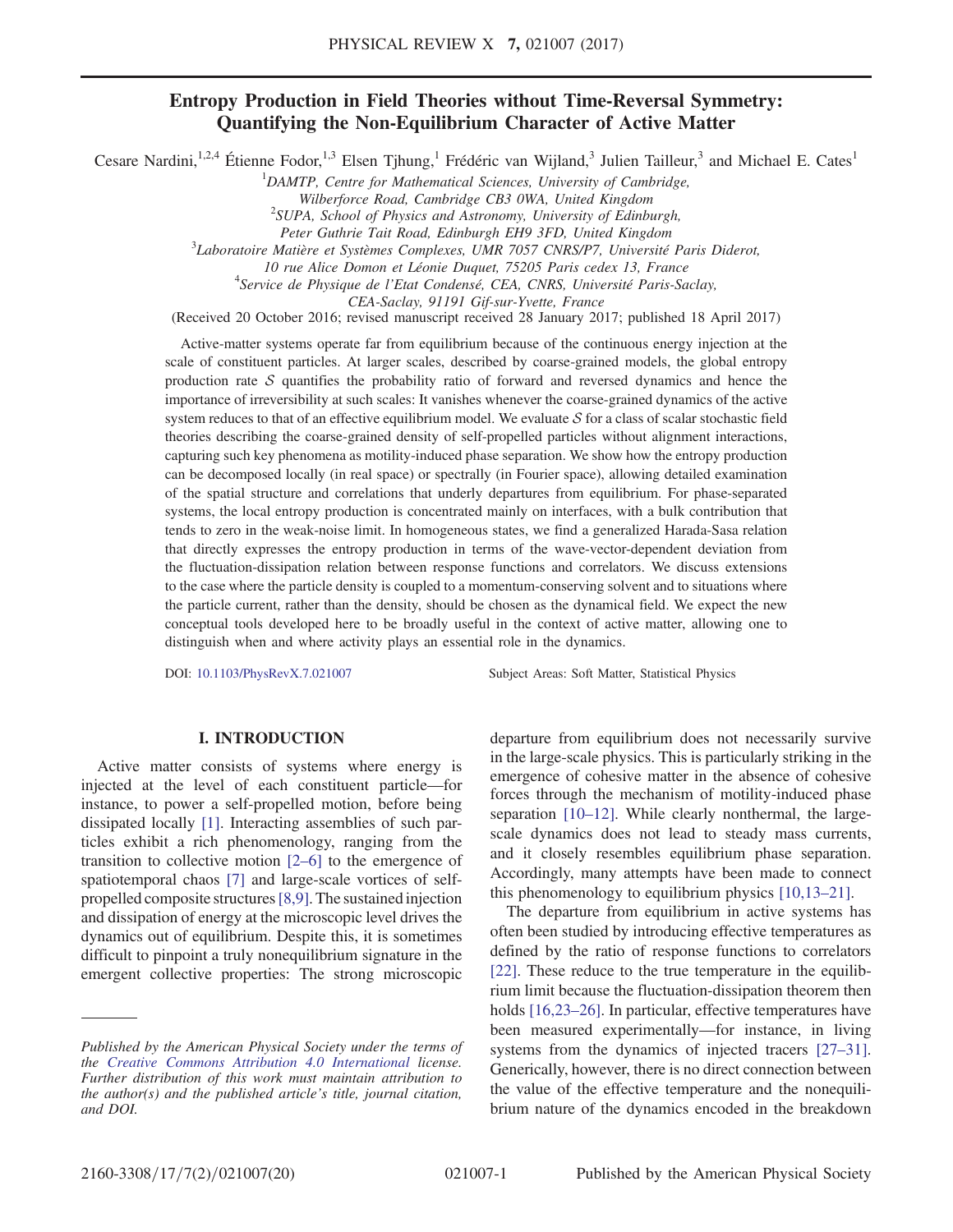# Entropy Production in Field Theories without Time-Reversal Symmetry: Quantifying the Non-Equilibrium Character of Active Matter

Cesare Nardini,[1,2,4] Étienne Fodor,[1,3] Elsen Tjhung,[1] Frédéric van Wijland,[3] Julien Tailleur,[3] and Michael E. Cates[1]

[1]DAMTP, Centre for Mathematical Sciences, University of Cambridge, Wilberforce Road, Cambridge CB3 0WA, United Kingdom

[2]SUPA, School of Physics and Astronomy, University of Edinburgh, Peter Guthrie Tait Road, Edinburgh EH9 3FD, United Kingdom

[3]Laboratoire Matière et Systèmes Complexes, UMR 7057 CNRS/P7, Université Paris Diderot, 10 rue Alice Domon et Léonie Duquet, 75205 Paris cedex 13, France

[4]Service de Physique de l'Etat Condensé, CEA, CNRS, Université Paris-Saclay, CEA-Saclay, 91191 Gif-sur-Yvette, France

(Received 20 October 2016; revised manuscript received 28 January 2017; published 18 April 2017)

Active-matter systems operate far from equilibrium because of the continuous energy injection at the scale of constituent particles. At larger scales, described by coarse-grained models, the global entropy production rate $\mathcal{S}$ quantifies the probability ratio of forward and reversed dynamics and hence the importance of irreversibility at such scales: It vanishes whenever the coarse-grained dynamics of the active system reduces to that of an effective equilibrium model. We evaluate $\mathcal{S}$ for a class of scalar stochastic field theories describing the coarse-grained density of self-propelled particles without alignment interactions, capturing such key phenomena as motility-induced phase separation. We show how the entropy production can be decomposed locally (in real space) or spectrally (in Fourier space), allowing detailed examination of the spatial structure and correlations that underly departures from equilibrium. For phase-separated systems, the local entropy production is concentrated mainly on interfaces, with a bulk contribution that tends to zero in the weak-noise limit. In homogeneous states, we find a generalized Harada-Sasa relation that directly expresses the entropy production in terms of the wave-vector-dependent deviation from the fluctuation-dissipation relation between response functions and correlators. We discuss extensions to the case where the particle density is coupled to a momentum-conserving solvent and to situations where the particle current, rather than the density, should be chosen as the dynamical field. We expect the new conceptual tools developed here to be broadly useful in the context of active matter, allowing one to distinguish when and where activity plays an essential role in the dynamics.

DOI: 10.1103/PhysRevX.7.021007 Subject Areas: Soft Matter, Statistical Physics

## I. INTRODUCTION

Active matter consists of systems where energy is injected at the level of each constituent particle—for instance, to power a self-propelled motion, before being dissipated locally [1]. Interacting assemblies of such particles exhibit a rich phenomenology, ranging from the transition to collective motion [2–6] to the emergence of spatiotemporal chaos [7] and large-scale vortices of self-propelled composite structures [8,9]. The sustained injection and dissipation of energy at the microscopic level drives the dynamics out of equilibrium. Despite this, it is sometimes difficult to pinpoint a truly nonequilibrium signature in the emergent collective properties: The strong microscopic departure from equilibrium does not necessarily survive in the large-scale physics. This is particularly striking in the emergence of cohesive matter in the absence of cohesive forces through the mechanism of motility-induced phase separation [10–12]. While clearly nonthermal, the large-scale dynamics does not lead to steady mass currents, and it closely resembles equilibrium phase separation. Accordingly, many attempts have been made to connect this phenomenology to equilibrium physics [10,13–21].

The departure from equilibrium in active systems has often been studied by introducing effective temperatures as defined by the ratio of response functions to correlators [22]. These reduce to the true temperature in the equilibrium limit because the fluctuation-dissipation theorem then holds [16,23–26]. In particular, effective temperatures have been measured experimentally—for instance, in living systems from the dynamics of injected tracers [27–31]. Generically, however, there is no direct connection between the value of the effective temperature and the nonequilibrium nature of the dynamics encoded in the breakdown

*Published by the American Physical Society under the terms of the Creative Commons Attribution 4.0 International license. Further distribution of this work must maintain attribution to the author(s) and the published article's title, journal citation, and DOI.*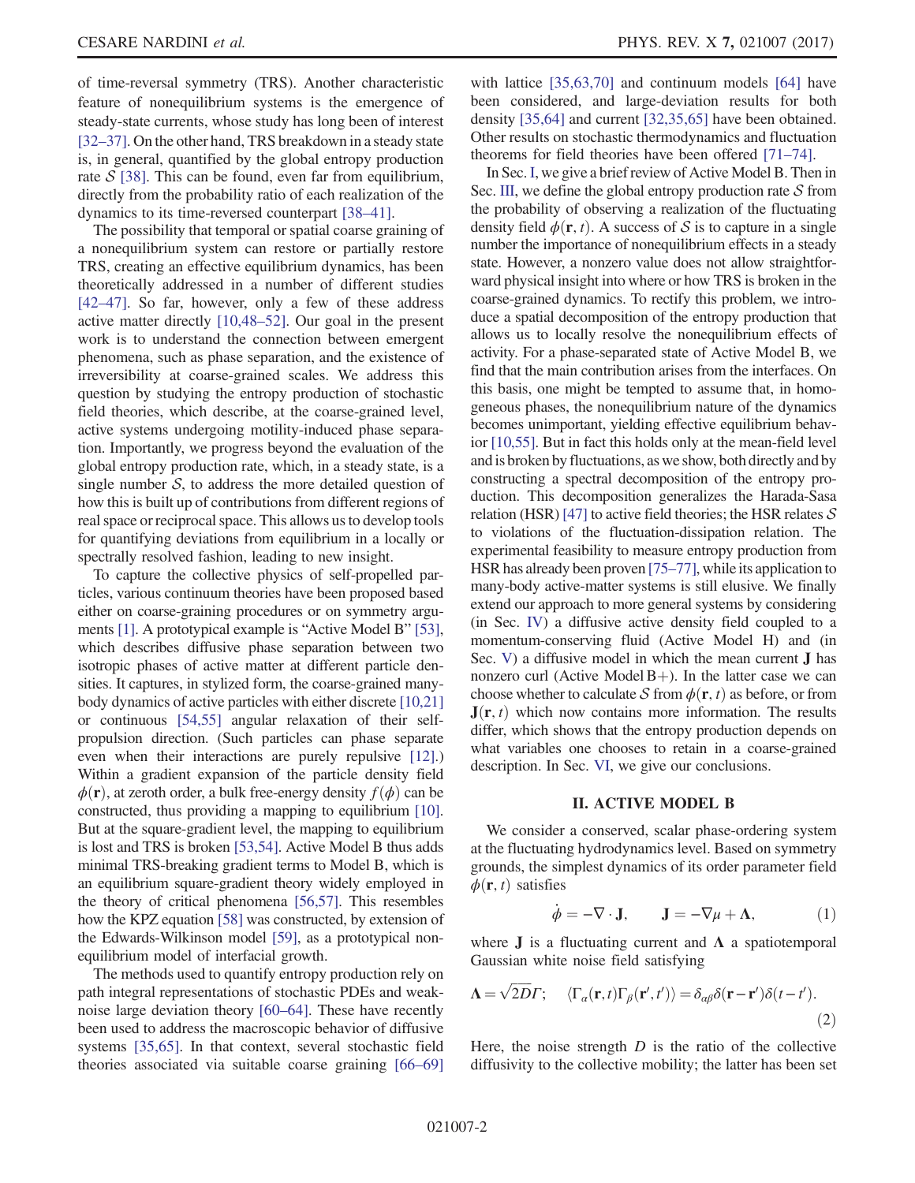of time-reversal symmetry (TRS). Another characteristic feature of nonequilibrium systems is the emergence of steady-state currents, whose study has long been of interest [32–37]. On the other hand, TRS breakdown in a steady state is, in general, quantified by the global entropy production rate $\mathcal{S}$ [38]. This can be found, even far from equilibrium, directly from the probability ratio of each realization of the dynamics to its time-reversed counterpart [38–41].

The possibility that temporal or spatial coarse graining of a nonequilibrium system can restore or partially restore TRS, creating an effective equilibrium dynamics, has been theoretically addressed in a number of different studies [42–47]. So far, however, only a few of these address active matter directly [10,48–52]. Our goal in the present work is to understand the connection between emergent phenomena, such as phase separation, and the existence of irreversibility at coarse-grained scales. We address this question by studying the entropy production of stochastic field theories, which describe, at the coarse-grained level, active systems undergoing motility-induced phase separation. Importantly, we progress beyond the evaluation of the global entropy production rate, which, in a steady state, is a single number $\mathcal{S}$, to address the more detailed question of how this is built up of contributions from different regions of real space or reciprocal space. This allows us to develop tools for quantifying deviations from equilibrium in a locally or spectrally resolved fashion, leading to new insight.

To capture the collective physics of self-propelled particles, various continuum theories have been proposed based either on coarse-graining procedures or on symmetry arguments [1]. A prototypical example is "Active Model B" [53], which describes diffusive phase separation between two isotropic phases of active matter at different particle densities. It captures, in stylized form, the coarse-grained many-body dynamics of active particles with either discrete [10,21] or continuous [54,55] angular relaxation of their self-propulsion direction. (Such particles can phase separate even when their interactions are purely repulsive [12].) Within a gradient expansion of the particle density field $\phi(\mathbf{r})$, at zeroth order, a bulk free-energy density $f(\phi)$ can be constructed, thus providing a mapping to equilibrium [10]. But at the square-gradient level, the mapping to equilibrium is lost and TRS is broken [53,54]. Active Model B thus adds minimal TRS-breaking gradient terms to Model B, which is an equilibrium square-gradient theory widely employed in the theory of critical phenomena [56,57]. This resembles how the KPZ equation [58] was constructed, by extension of the Edwards-Wilkinson model [59], as a prototypical nonequilibrium model of interfacial growth.

The methods used to quantify entropy production rely on path integral representations of stochastic PDEs and weak-noise large deviation theory [60–64]. These have recently been used to address the macroscopic behavior of diffusive systems [35,65]. In that context, several stochastic field theories associated via suitable coarse graining [66–69] with lattice [35,63,70] and continuum models [64] have been considered, and large-deviation results for both density [35,64] and current [32,35,65] have been obtained. Other results on stochastic thermodynamics and fluctuation theorems for field theories have been offered [71–74].

In Sec. I, we give a brief review of Active Model B. Then in Sec. III, we define the global entropy production rate $\mathcal{S}$ from the probability of observing a realization of the fluctuating density field $\phi(\mathbf{r},t)$. A success of $\mathcal{S}$ is to capture in a single number the importance of nonequilibrium effects in a steady state. However, a nonzero value does not allow straightforward physical insight into where or how TRS is broken in the coarse-grained dynamics. To rectify this problem, we introduce a spatial decomposition of the entropy production that allows us to locally resolve the nonequilibrium effects of activity. For a phase-separated state of Active Model B, we find that the main contribution arises from the interfaces. On this basis, one might be tempted to assume that, in homogeneous phases, the nonequilibrium nature of the dynamics becomes unimportant, yielding effective equilibrium behavior [10,55]. But in fact this holds only at the mean-field level and is broken by fluctuations, as we show, both directly and by constructing a spectral decomposition of the entropy production. This decomposition generalizes the Harada-Sasa relation (HSR) [47] to active field theories; the HSR relates $\mathcal{S}$ to violations of the fluctuation-dissipation relation. The experimental feasibility to measure entropy production from HSR has already been proven [75–77], while its application to many-body active-matter systems is still elusive. We finally extend our approach to more general systems by considering (in Sec. IV) a diffusive active density field coupled to a momentum-conserving fluid (Active Model H) and (in Sec. V) a diffusive model in which the mean current $\mathbf{J}$ has nonzero curl (Active Model B+). In the latter case we can choose whether to calculate $\mathcal{S}$ from $\phi(\mathbf{r},t)$ as before, or from $\mathbf{J}(\mathbf{r},t)$ which now contains more information. The results differ, which shows that the entropy production depends on what variables one chooses to retain in a coarse-grained description. In Sec. VI, we give our conclusions.

## II. ACTIVE MODEL B

We consider a conserved, scalar phase-ordering system at the fluctuating hydrodynamics level. Based on symmetry grounds, the simplest dynamics of its order parameter field $\phi(\mathbf{r},t)$ satisfies

$$\dot{\phi} = -\nabla\cdot\mathbf{J}, \qquad \mathbf{J} = -\nabla\mu + \boldsymbol{\Lambda}, \tag{1}$$

where $\mathbf{J}$ is a fluctuating current and $\boldsymbol{\Lambda}$ a spatiotemporal Gaussian white noise field satisfying

$$\boldsymbol{\Lambda} = \sqrt{2D}\Gamma; \quad \langle \Gamma_\alpha(\mathbf{r},t)\Gamma_\beta(\mathbf{r}',t')\rangle = \delta_{\alpha\beta}\delta(\mathbf{r}-\mathbf{r}')\delta(t-t'). \tag{2}$$

Here, the noise strength $D$ is the ratio of the collective diffusivity to the collective mobility; the latter has been set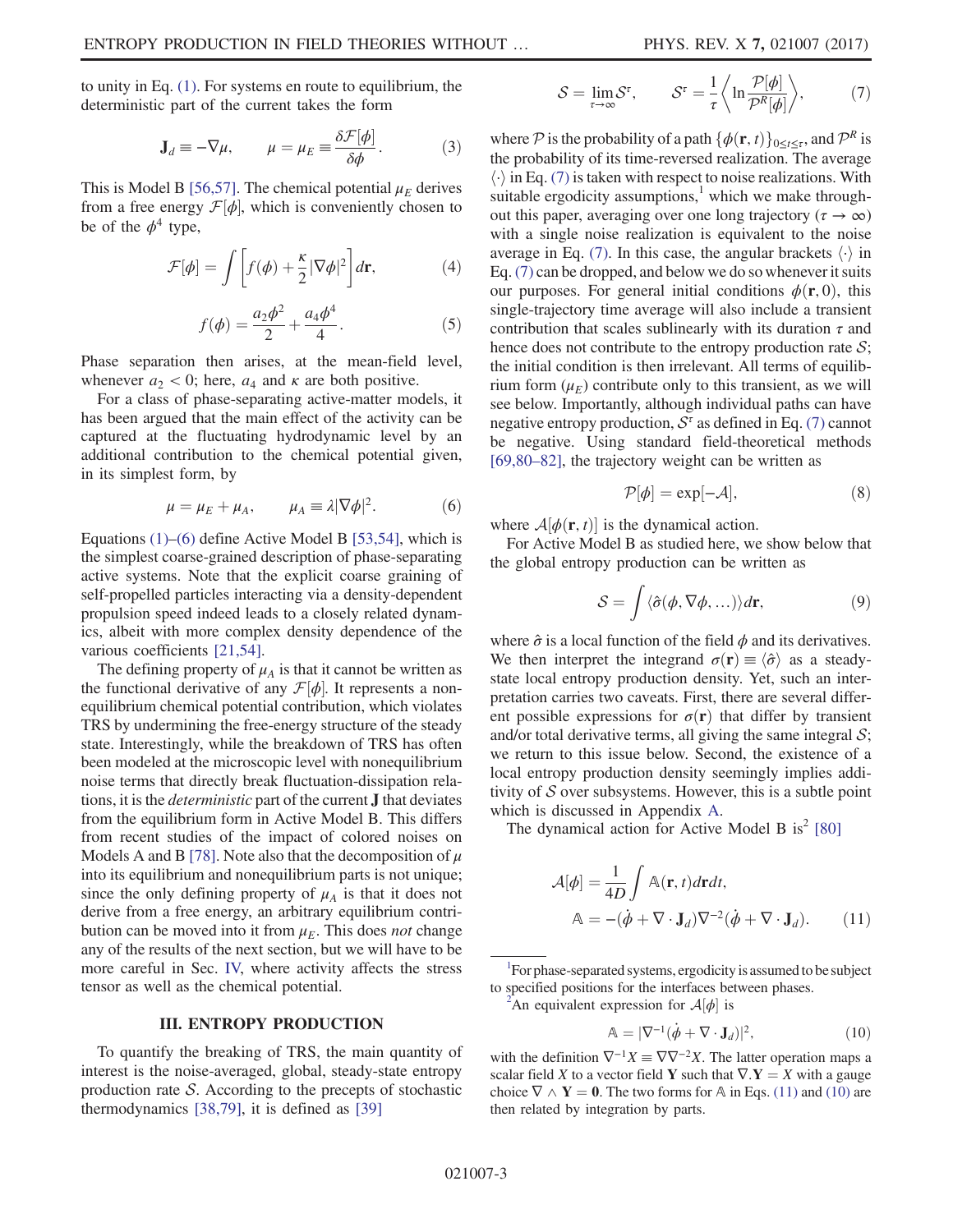to unity in Eq. (1). For systems en route to equilibrium, the deterministic part of the current takes the form

$$\mathbf{J}_d \equiv -\nabla\mu, \qquad \mu = \mu_E \equiv \frac{\delta\mathcal{F}[\phi]}{\delta\phi}. \tag{3}$$

This is Model B [56,57]. The chemical potential $\mu_E$ derives from a free energy $\mathcal{F}[\phi]$, which is conveniently chosen to be of the $\phi^4$ type,

$$\mathcal{F}[\phi] = \int \left[f(\phi) + \frac{\kappa}{2}|\nabla\phi|^2\right] d\mathbf{r}, \tag{4}$$

$$f(\phi) = \frac{a_2\phi^2}{2} + \frac{a_4\phi^4}{4}. \tag{5}$$

Phase separation then arises, at the mean-field level, whenever $a_2 < 0$; here, $a_4$ and $\kappa$ are both positive.

For a class of phase-separating active-matter models, it has been argued that the main effect of the activity can be captured at the fluctuating hydrodynamic level by an additional contribution to the chemical potential given, in its simplest form, by

$$\mu = \mu_E + \mu_A, \qquad \mu_A \equiv \lambda|\nabla\phi|^2. \tag{6}$$

Equations (1)–(6) define Active Model B [53,54], which is the simplest coarse-grained description of phase-separating active systems. Note that the explicit coarse graining of self-propelled particles interacting via a density-dependent propulsion speed indeed leads to a closely related dynamics, albeit with more complex density dependence of the various coefficients [21,54].

The defining property of $\mu_A$ is that it cannot be written as the functional derivative of any $\mathcal{F}[\phi]$. It represents a nonequilibrium chemical potential contribution, which violates TRS by undermining the free-energy structure of the steady state. Interestingly, while the breakdown of TRS has often been modeled at the microscopic level with nonequilibrium noise terms that directly break fluctuation-dissipation relations, it is the *deterministic* part of the current $\mathbf{J}$ that deviates from the equilibrium form in Active Model B. This differs from recent studies of the impact of colored noises on Models A and B [78]. Note also that the decomposition of $\mu$ into its equilibrium and nonequilibrium parts is not unique; since the only defining property of $\mu_A$ is that it does not derive from a free energy, an arbitrary equilibrium contribution can be moved into it from $\mu_E$. This does *not* change any of the results of the next section, but we will have to be more careful in Sec. IV, where activity affects the stress tensor as well as the chemical potential.

## III. ENTROPY PRODUCTION

To quantify the breaking of TRS, the main quantity of interest is the noise-averaged, global, steady-state entropy production rate $\mathcal{S}$. According to the precepts of stochastic thermodynamics [38,79], it is defined as [39]

$$\mathcal{S} = \lim_{\tau\to\infty}\mathcal{S}^\tau, \qquad \mathcal{S}^\tau = \frac{1}{\tau}\left\langle \ln\frac{\mathcal{P}[\phi]}{\mathcal{P}^R[\phi]}\right\rangle, \tag{7}$$

where $\mathcal{P}$ is the probability of a path $\{\phi(\mathbf{r},t)\}_{0\le t\le\tau}$, and $\mathcal{P}^R$ is the probability of its time-reversed realization. The average $\langle\cdot\rangle$ in Eq. (7) is taken with respect to noise realizations. With suitable ergodicity assumptions,[1] which we make throughout this paper, averaging over one long trajectory ($\tau\to\infty$) with a single noise realization is equivalent to the noise average in Eq. (7). In this case, the angular brackets $\langle\cdot\rangle$ in Eq. (7) can be dropped, and below we do so whenever it suits our purposes. For general initial conditions $\phi(\mathbf{r},0)$, this single-trajectory time average will also include a transient contribution that scales sublinearly with its duration $\tau$ and hence does not contribute to the entropy production rate $\mathcal{S}$; the initial condition is then irrelevant. All terms of equilibrium form ($\mu_E$) contribute only to this transient, as we will see below. Importantly, although individual paths can have negative entropy production, $\mathcal{S}^\tau$ as defined in Eq. (7) cannot be negative. Using standard field-theoretical methods [69,80–82], the trajectory weight can be written as

$$\mathcal{P}[\phi] = \exp[-\mathcal{A}], \tag{8}$$

where $\mathcal{A}[\phi(\mathbf{r},t)]$ is the dynamical action.

For Active Model B as studied here, we show below that the global entropy production can be written as

$$\mathcal{S} = \int \langle\hat{\sigma}(\phi,\nabla\phi,\ldots)\rangle d\mathbf{r}, \tag{9}$$

where $\hat{\sigma}$ is a local function of the field $\phi$ and its derivatives. We then interpret the integrand $\sigma(\mathbf{r}) \equiv \langle\hat{\sigma}\rangle$ as a steady-state local entropy production density. Yet, such an interpretation carries two caveats. First, there are several different possible expressions for $\sigma(\mathbf{r})$ that differ by transient and/or total derivative terms, all giving the same integral $\mathcal{S}$; we return to this issue below. Second, the existence of a local entropy production density seemingly implies additivity of $\mathcal{S}$ over subsystems. However, this is a subtle point which is discussed in Appendix A.

The dynamical action for Active Model B is[2] [80]

$$\mathcal{A}[\phi] = \frac{1}{4D}\int \mathbb{A}(\mathbf{r},t)d\mathbf{r}dt,$$
$$\mathbb{A} = -(\dot{\phi} + \nabla\cdot\mathbf{J}_d)\nabla^{-2}(\dot{\phi} + \nabla\cdot\mathbf{J}_d). \tag{11}$$

---

[1] For phase-separated systems, ergodicity is assumed to be subject to specified positions for the interfaces between phases.

[2] An equivalent expression for $\mathcal{A}[\phi]$ is

$$\mathbb{A} = |\nabla^{-1}(\dot{\phi} + \nabla\cdot\mathbf{J}_d)|^2, \tag{10}$$

with the definition $\nabla^{-1}X \equiv \nabla\nabla^{-2}X$. The latter operation maps a scalar field $X$ to a vector field $\mathbf{Y}$ such that $\nabla.\mathbf{Y} = X$ with a gauge choice $\nabla\wedge\mathbf{Y} = \mathbf{0}$. The two forms for $\mathbb{A}$ in Eqs. (11) and (10) are then related by integration by parts.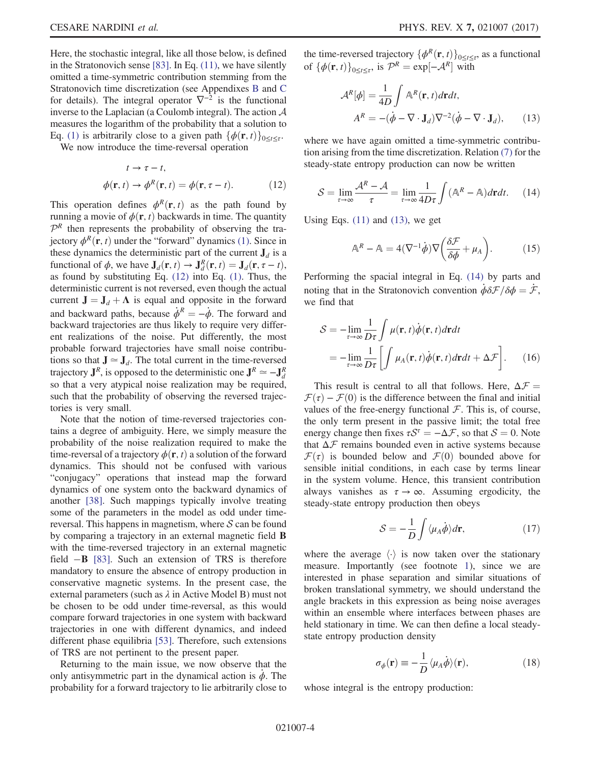Here, the stochastic integral, like all those below, is defined in the Stratonovich sense [83]. In Eq. (11), we have silently omitted a time-symmetric contribution stemming from the Stratonovich time discretization (see Appendixes B and C for details). The integral operator $\nabla^{-2}$ is the functional inverse to the Laplacian (a Coulomb integral). The action $\mathcal{A}$ measures the logarithm of the probability that a solution to Eq. (1) is arbitrarily close to a given path $\{\phi(\mathbf{r},t)\}_{0\leq t\leq\tau}$.

We now introduce the time-reversal operation

$$
\begin{aligned}
&t \to \tau - t, \\
&\phi(\mathbf{r},t) \to \phi^R(\mathbf{r},t) = \phi(\mathbf{r},\tau - t).
\end{aligned} \tag{12}
$$

This operation defines $\phi^R(\mathbf{r},t)$ as the path found by running a movie of $\phi(\mathbf{r},t)$ backwards in time. The quantity $\mathcal{P}^R$ then represents the probability of observing the trajectory $\phi^R(\mathbf{r},t)$ under the "forward" dynamics (1). Since in these dynamics the deterministic part of the current $\mathbf{J}_d$ is a functional of $\phi$, we have $\mathbf{J}_d(\mathbf{r},t) \to \mathbf{J}_d^R(\mathbf{r},t) = \mathbf{J}_d(\mathbf{r},\tau - t)$, as found by substituting Eq. (12) into Eq. (1). Thus, the deterministic current is not reversed, even though the actual current $\mathbf{J} = \mathbf{J}_d + \mathbf{\Lambda}$ is equal and opposite in the forward and backward paths, because $\dot{\phi}^R = -\dot{\phi}$. The forward and backward trajectories are thus likely to require very different realizations of the noise. Put differently, the most probable forward trajectories have small noise contributions so that $\mathbf{J} \simeq \mathbf{J}_d$. The total current in the time-reversed trajectory $\mathbf{J}^R$, is opposed to the deterministic one $\mathbf{J}^R \simeq -\mathbf{J}_d^R$ so that a very atypical noise realization may be required, such that the probability of observing the reversed trajectories is very small.

Note that the notion of time-reversed trajectories contains a degree of ambiguity. Here, we simply measure the probability of the noise realization required to make the time-reversal of a trajectory $\phi(\mathbf{r},t)$ a solution of the forward dynamics. This should not be confused with various "conjugacy" operations that instead map the forward dynamics of one system onto the backward dynamics of another [38]. Such mappings typically involve treating some of the parameters in the model as odd under time-reversal. This happens in magnetism, where $\mathcal{S}$ can be found by comparing a trajectory in an external magnetic field $\mathbf{B}$ with the time-reversed trajectory in an external magnetic field $-\mathbf{B}$ [83]. Such an extension of TRS is therefore mandatory to ensure the absence of entropy production in conservative magnetic systems. In the present case, the external parameters (such as $\lambda$ in Active Model B) must not be chosen to be odd under time-reversal, as this would compare forward trajectories in one system with backward trajectories in one with different dynamics, and indeed different phase equilibria [53]. Therefore, such extensions of TRS are not pertinent to the present paper.

Returning to the main issue, we now observe that the only antisymmetric part in the dynamical action is $\dot{\phi}$. The probability for a forward trajectory to lie arbitrarily close to the time-reversed trajectory $\{\phi^R(\mathbf{r},t)\}_{0\leq t\leq\tau}$, as a functional of $\{\phi(\mathbf{r},t)\}_{0\leq t\leq\tau}$, is $\mathcal{P}^R = \exp[-\mathcal{A}^R]$ with

$$
\begin{aligned}
&\mathcal{A}^R[\phi] = \frac{1}{4D}\int \mathbb{A}^R(\mathbf{r},t)d\mathbf{r}dt, \\
&A^R = -(\dot{\phi} - \nabla\cdot\mathbf{J}_d)\nabla^{-2}(\dot{\phi} - \nabla\cdot\mathbf{J}_d),
\end{aligned} \tag{13}
$$

where we have again omitted a time-symmetric contribution arising from the time discretization. Relation (7) for the steady-state entropy production can now be written

$$
\mathcal{S} = \lim_{\tau\to\infty}\frac{\mathcal{A}^R - \mathcal{A}}{\tau} = \lim_{\tau\to\infty}\frac{1}{4D\tau}\int(\mathbb{A}^R - \mathbb{A})d\mathbf{r}dt. \tag{14}
$$

Using Eqs. (11) and (13), we get

$$
\mathbb{A}^R - \mathbb{A} = 4(\nabla^{-1}\dot{\phi})\nabla\left(\frac{\delta\mathcal{F}}{\delta\phi} + \mu_A\right). \tag{15}
$$

Performing the spacial integral in Eq. (14) by parts and noting that in the Stratonovich convention $\dot{\phi}\delta\mathcal{F}/\delta\phi = \dot{\mathcal{F}}$, we find that

$$
\begin{aligned}
\mathcal{S} &= -\lim_{\tau\to\infty}\frac{1}{D\tau}\int\mu(\mathbf{r},t)\dot{\phi}(\mathbf{r},t)d\mathbf{r}dt \\
&= -\lim_{\tau\to\infty}\frac{1}{D\tau}\left[\int\mu_A(\mathbf{r},t)\dot{\phi}(\mathbf{r},t)d\mathbf{r}dt + \Delta\mathcal{F}\right].
\end{aligned} \tag{16}
$$

This result is central to all that follows. Here, $\Delta\mathcal{F} = \mathcal{F}(\tau) - \mathcal{F}(0)$ is the difference between the final and initial values of the free-energy functional $\mathcal{F}$. This is, of course, the only term present in the passive limit; the total free energy change then fixes $\tau\mathcal{S}^\tau = -\Delta\mathcal{F}$, so that $\mathcal{S} = 0$. Note that $\Delta\mathcal{F}$ remains bounded even in active systems because $\mathcal{F}(\tau)$ is bounded below and $\mathcal{F}(0)$ bounded above for sensible initial conditions, in each case by terms linear in the system volume. Hence, this transient contribution always vanishes as $\tau\to\infty$. Assuming ergodicity, the steady-state entropy production then obeys

$$
\mathcal{S} = -\frac{1}{D}\int\langle\mu_A\dot{\phi}\rangle d\mathbf{r}, \tag{17}
$$

where the average $\langle\cdot\rangle$ is now taken over the stationary measure. Importantly (see footnote 1), since we are interested in phase separation and similar situations of broken translational symmetry, we should understand the angle brackets in this expression as being noise averages within an ensemble where interfaces between phases are held stationary in time. We can then define a local steady-state entropy production density

$$
\sigma_\phi(\mathbf{r}) \equiv -\frac{1}{D}\langle\mu_A\dot{\phi}\rangle(\mathbf{r}), \tag{18}
$$

whose integral is the entropy production: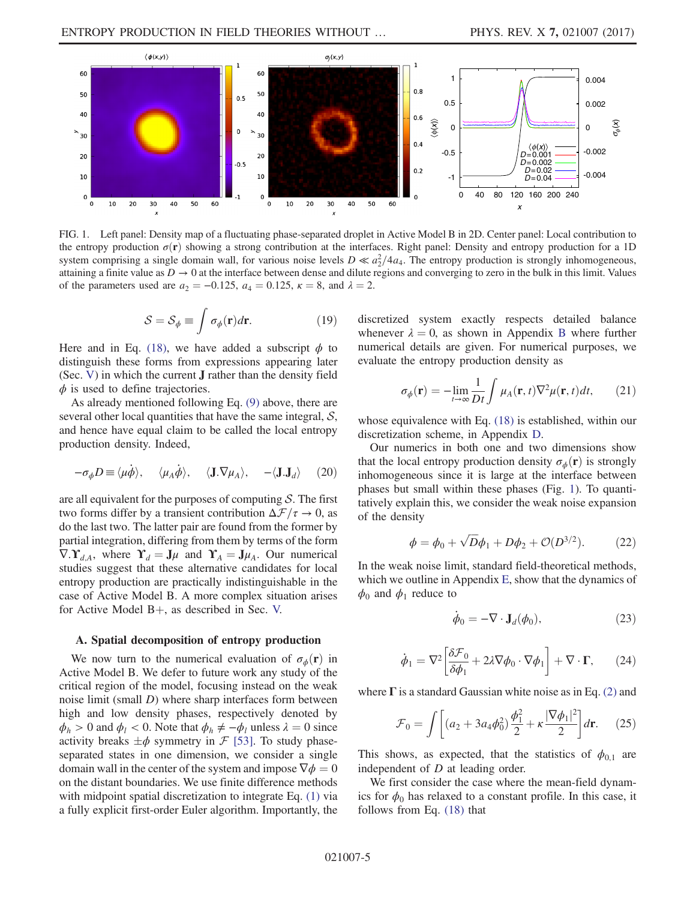FIG. 1. Left panel: Density map of a fluctuating phase-separated droplet in Active Model B in 2D. Center panel: Local contribution to the entropy production $\sigma(\mathbf{r})$ showing a strong contribution at the interfaces. Right panel: Density and entropy production for a 1D system comprising a single domain wall, for various noise levels $D \ll a_2^2/4a_4$. The entropy production is strongly inhomogeneous, attaining a finite value as $D \to 0$ at the interface between dense and dilute regions and converging to zero in the bulk in this limit. Values of the parameters used are $a_2 = -0.125$, $a_4 = 0.125$, $\kappa = 8$, and $\lambda = 2$.

$$\mathcal{S} = \mathcal{S}_\phi \equiv \int \sigma_\phi(\mathbf{r}) d\mathbf{r}. \tag{19}$$

Here and in Eq. (18), we have added a subscript $\phi$ to distinguish these forms from expressions appearing later (Sec. V) in which the current $\mathbf{J}$ rather than the density field $\phi$ is used to define trajectories.

As already mentioned following Eq. (9) above, there are several other local quantities that have the same integral, $\mathcal{S}$, and hence have equal claim to be called the local entropy production density. Indeed,

$$-\sigma_\phi D \equiv \langle \mu\dot{\phi}\rangle, \quad \langle \mu_A \dot{\phi}\rangle, \quad \langle \mathbf{J}.\nabla\mu_A\rangle, \quad -\langle \mathbf{J}.\mathbf{J}_d\rangle \tag{20}$$

are all equivalent for the purposes of computing $\mathcal{S}$. The first two forms differ by a transient contribution $\Delta\mathcal{F}/\tau \to 0$, as do the last two. The latter pair are found from the former by partial integration, differing from them by terms of the form $\nabla.\mathbf{\Upsilon}_{d,A}$, where $\mathbf{\Upsilon}_d = \mathbf{J}\mu$ and $\mathbf{\Upsilon}_A = \mathbf{J}\mu_A$. Our numerical studies suggest that these alternative candidates for local entropy production are practically indistinguishable in the case of Active Model B. A more complex situation arises for Active Model B+, as described in Sec. V.

### A. Spatial decomposition of entropy production

We now turn to the numerical evaluation of $\sigma_\phi(\mathbf{r})$ in Active Model B. We defer to future work any study of the critical region of the model, focusing instead on the weak noise limit (small $D$) where sharp interfaces form between high and low density phases, respectively denoted by $\phi_h > 0$ and $\phi_l < 0$. Note that $\phi_h \neq -\phi_l$ unless $\lambda = 0$ since activity breaks $\pm\phi$ symmetry in $\mathcal{F}$ [53]. To study phase-separated states in one dimension, we consider a single domain wall in the center of the system and impose $\nabla\phi = 0$ on the distant boundaries. We use finite difference methods with midpoint spatial discretization to integrate Eq. (1) via a fully explicit first-order Euler algorithm. Importantly, the discretized system exactly respects detailed balance whenever $\lambda = 0$, as shown in Appendix B where further numerical details are given. For numerical purposes, we evaluate the entropy production density as

$$\sigma_\phi(\mathbf{r}) = -\lim_{t\to\infty} \frac{1}{Dt} \int \mu_A(\mathbf{r},t)\nabla^2\mu(\mathbf{r},t)dt, \tag{21}$$

whose equivalence with Eq. (18) is established, within our discretization scheme, in Appendix D.

Our numerics in both one and two dimensions show that the local entropy production density $\sigma_\phi(\mathbf{r})$ is strongly inhomogeneous since it is large at the interface between phases but small within these phases (Fig. 1). To quantitatively explain this, we consider the weak noise expansion of the density

$$\phi = \phi_0 + \sqrt{D}\phi_1 + D\phi_2 + \mathcal{O}(D^{3/2}). \tag{22}$$

In the weak noise limit, standard field-theoretical methods, which we outline in Appendix E, show that the dynamics of $\phi_0$ and $\phi_1$ reduce to

$$\dot{\phi}_0 = -\nabla\cdot\mathbf{J}_d(\phi_0), \tag{23}$$

$$\dot{\phi}_1 = \nabla^2\left[\frac{\delta\mathcal{F}_0}{\delta\phi_1} + 2\lambda\nabla\phi_0\cdot\nabla\phi_1\right] + \nabla\cdot\mathbf{\Gamma}, \tag{24}$$

where $\mathbf{\Gamma}$ is a standard Gaussian white noise as in Eq. (2) and

$$\mathcal{F}_0 = \int\left[(a_2 + 3a_4\phi_0^2)\frac{\phi_1^2}{2} + \kappa\frac{|\nabla\phi_1|^2}{2}\right]d\mathbf{r}. \tag{25}$$

This shows, as expected, that the statistics of $\phi_{0,1}$ are independent of $D$ at leading order.

We first consider the case where the mean-field dynamics for $\phi_0$ has relaxed to a constant profile. In this case, it follows from Eq. (18) that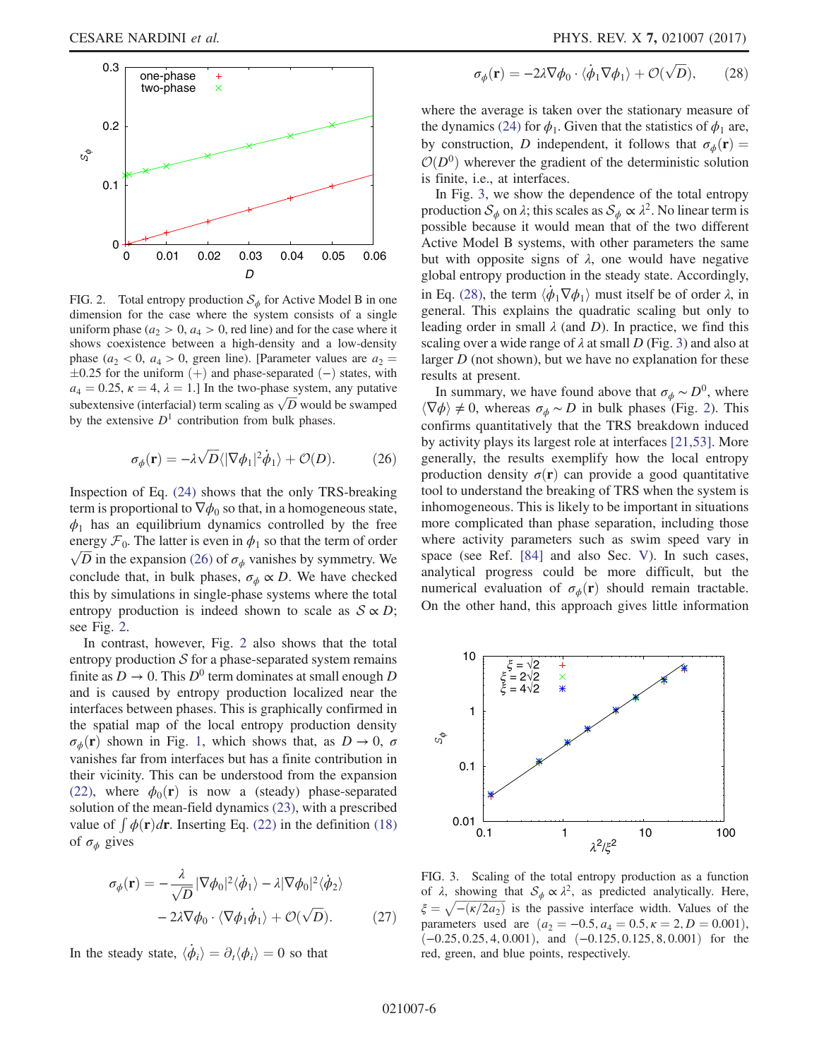FIG. 2. Total entropy production $\mathcal{S}_\phi$ for Active Model B in one dimension for the case where the system consists of a single uniform phase ($a_2 > 0$, $a_4 > 0$, red line) and for the case where it shows coexistence between a high-density and a low-density phase ($a_2 < 0$, $a_4 > 0$, green line). [Parameter values are $a_2 = \pm 0.25$ for the uniform (+) and phase-separated (−) states, with $a_4 = 0.25$, $\kappa = 4$, $\lambda = 1$.] In the two-phase system, any putative subextensive (interfacial) term scaling as $\sqrt{D}$ would be swamped by the extensive $D^1$ contribution from bulk phases.

$$\sigma_\phi(\mathbf{r}) = -\lambda\sqrt{D}\langle|\nabla\phi_1|^2\dot{\phi}_1\rangle + \mathcal{O}(D). \tag{26}$$

Inspection of Eq. (24) shows that the only TRS-breaking term is proportional to $\nabla\phi_0$ so that, in a homogeneous state, $\phi_1$ has an equilibrium dynamics controlled by the free energy $\mathcal{F}_0$. The latter is even in $\phi_1$ so that the term of order $\sqrt{D}$ in the expansion (26) of $\sigma_\phi$ vanishes by symmetry. We conclude that, in bulk phases, $\sigma_\phi \propto D$. We have checked this by simulations in single-phase systems where the total entropy production is indeed shown to scale as $\mathcal{S} \propto D$; see Fig. 2.

In contrast, however, Fig. 2 also shows that the total entropy production $\mathcal{S}$ for a phase-separated system remains finite as $D \to 0$. This $D^0$ term dominates at small enough $D$ and is caused by entropy production localized near the interfaces between phases. This is graphically confirmed in the spatial map of the local entropy production density $\sigma_\phi(\mathbf{r})$ shown in Fig. 1, which shows that, as $D \to 0$, $\sigma$ vanishes far from interfaces but has a finite contribution in their vicinity. This can be understood from the expansion (22), where $\phi_0(\mathbf{r})$ is now a (steady) phase-separated solution of the mean-field dynamics (23), with a prescribed value of $\int \phi(\mathbf{r})d\mathbf{r}$. Inserting Eq. (22) in the definition (18) of $\sigma_\phi$ gives

$$\sigma_\phi(\mathbf{r}) = -\frac{\lambda}{\sqrt{D}}|\nabla\phi_0|^2\langle\dot{\phi}_1\rangle - \lambda|\nabla\phi_0|^2\langle\dot{\phi}_2\rangle - 2\lambda\nabla\phi_0\cdot\langle\nabla\phi_1\dot{\phi}_1\rangle + \mathcal{O}(\sqrt{D}). \tag{27}$$

In the steady state, $\langle\dot{\phi}_i\rangle = \partial_t\langle\phi_i\rangle = 0$ so that

$$\sigma_\phi(\mathbf{r}) = -2\lambda\nabla\phi_0\cdot\langle\dot{\phi}_1\nabla\phi_1\rangle + \mathcal{O}(\sqrt{D}), \tag{28}$$

where the average is taken over the stationary measure of the dynamics (24) for $\phi_1$. Given that the statistics of $\phi_1$ are, by construction, $D$ independent, it follows that $\sigma_\phi(\mathbf{r}) = \mathcal{O}(D^0)$ wherever the gradient of the deterministic solution is finite, i.e., at interfaces.

In Fig. 3, we show the dependence of the total entropy production $\mathcal{S}_\phi$ on $\lambda$; this scales as $\mathcal{S}_\phi \propto \lambda^2$. No linear term is possible because it would mean that of the two different Active Model B systems, with other parameters the same but with opposite signs of $\lambda$, one would have negative global entropy production in the steady state. Accordingly, in Eq. (28), the term $\langle\dot{\phi}_1\nabla\phi_1\rangle$ must itself be of order $\lambda$, in general. This explains the quadratic scaling but only to leading order in small $\lambda$ (and $D$). In practice, we find this scaling over a wide range of $\lambda$ at small $D$ (Fig. 3) and also at larger $D$ (not shown), but we have no explanation for these results at present.

In summary, we have found above that $\sigma_\phi \sim D^0$, where $\langle\nabla\phi\rangle \neq 0$, whereas $\sigma_\phi \sim D$ in bulk phases (Fig. 2). This confirms quantitatively that the TRS breakdown induced by activity plays its largest role at interfaces [21,53]. More generally, the results exemplify how the local entropy production density $\sigma(\mathbf{r})$ can provide a good quantitative tool to understand the breaking of TRS when the system is inhomogeneous. This is likely to be important in situations more complicated than phase separation, including those where activity parameters such as swim speed vary in space (see Ref. [84] and also Sec. V). In such cases, analytical progress could be more difficult, but the numerical evaluation of $\sigma_\phi(\mathbf{r})$ should remain tractable. On the other hand, this approach gives little information

FIG. 3. Scaling of the total entropy production as a function of $\lambda$, showing that $\mathcal{S}_\phi \propto \lambda^2$, as predicted analytically. Here, $\xi = \sqrt{-(\kappa/2a_2)}$ is the passive interface width. Values of the parameters used are ($a_2 = -0.5, a_4 = 0.5, \kappa = 2, D = 0.001$), ($-0.25, 0.25, 4, 0.001$), and ($-0.125, 0.125, 8, 0.001$) for the red, green, and blue points, respectively.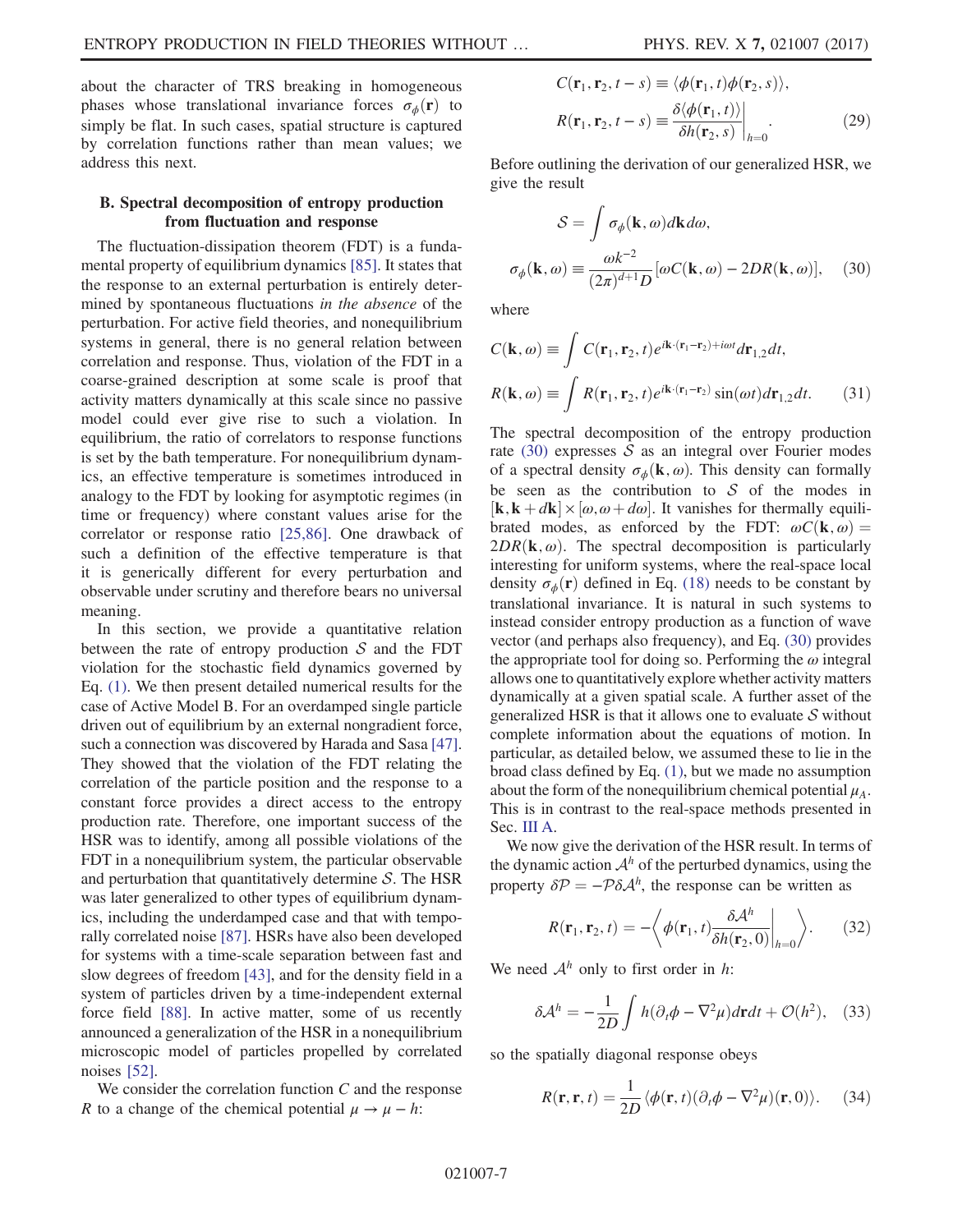about the character of TRS breaking in homogeneous phases whose translational invariance forces $\sigma_\phi(\mathbf{r})$ to simply be flat. In such cases, spatial structure is captured by correlation functions rather than mean values; we address this next.

### B. Spectral decomposition of entropy production from fluctuation and response

The fluctuation-dissipation theorem (FDT) is a fundamental property of equilibrium dynamics [85]. It states that the response to an external perturbation is entirely determined by spontaneous fluctuations *in the absence* of the perturbation. For active field theories, and nonequilibrium systems in general, there is no general relation between correlation and response. Thus, violation of the FDT in a coarse-grained description at some scale is proof that activity matters dynamically at this scale since no passive model could ever give rise to such a violation. In equilibrium, the ratio of correlators to response functions is set by the bath temperature. For nonequilibrium dynamics, an effective temperature is sometimes introduced in analogy to the FDT by looking for asymptotic regimes (in time or frequency) where constant values arise for the correlator or response ratio [25,86]. One drawback of such a definition of the effective temperature is that it is generically different for every perturbation and observable under scrutiny and therefore bears no universal meaning.

In this section, we provide a quantitative relation between the rate of entropy production $\mathcal{S}$ and the FDT violation for the stochastic field dynamics governed by Eq. (1). We then present detailed numerical results for the case of Active Model B. For an overdamped single particle driven out of equilibrium by an external nongradient force, such a connection was discovered by Harada and Sasa [47]. They showed that the violation of the FDT relating the correlation of the particle position and the response to a constant force provides a direct access to the entropy production rate. Therefore, one important success of the HSR was to identify, among all possible violations of the FDT in a nonequilibrium system, the particular observable and perturbation that quantitatively determine $\mathcal{S}$. The HSR was later generalized to other types of equilibrium dynamics, including the underdamped case and that with temporally correlated noise [87]. HSRs have also been developed for systems with a time-scale separation between fast and slow degrees of freedom [43], and for the density field in a system of particles driven by a time-independent external force field [88]. In active matter, some of us recently announced a generalization of the HSR in a nonequilibrium microscopic model of particles propelled by correlated noises [52].

We consider the correlation function $C$ and the response $R$ to a change of the chemical potential $\mu \to \mu - h$:

$$C(\mathbf{r}_1, \mathbf{r}_2, t-s) \equiv \langle \phi(\mathbf{r}_1, t)\phi(\mathbf{r}_2, s)\rangle,$$
$$R(\mathbf{r}_1, \mathbf{r}_2, t-s) \equiv \left.\frac{\delta\langle \phi(\mathbf{r}_1, t)\rangle}{\delta h(\mathbf{r}_2, s)}\right|_{h=0}. \tag{29}$$

Before outlining the derivation of our generalized HSR, we give the result

$$\mathcal{S} = \int \sigma_\phi(\mathbf{k}, \omega) d\mathbf{k} d\omega,$$
$$\sigma_\phi(\mathbf{k}, \omega) \equiv \frac{\omega k^{-2}}{(2\pi)^{d+1} D}[\omega C(\mathbf{k}, \omega) - 2DR(\mathbf{k}, \omega)], \tag{30}$$

where

$$C(\mathbf{k}, \omega) \equiv \int C(\mathbf{r}_1, \mathbf{r}_2, t) e^{i\mathbf{k}\cdot(\mathbf{r}_1-\mathbf{r}_2)+i\omega t} d\mathbf{r}_{1,2} dt,$$
$$R(\mathbf{k}, \omega) \equiv \int R(\mathbf{r}_1, \mathbf{r}_2, t) e^{i\mathbf{k}\cdot(\mathbf{r}_1-\mathbf{r}_2)} \sin(\omega t) d\mathbf{r}_{1,2} dt. \tag{31}$$

The spectral decomposition of the entropy production rate (30) expresses $\mathcal{S}$ as an integral over Fourier modes of a spectral density $\sigma_\phi(\mathbf{k}, \omega)$. This density can formally be seen as the contribution to $\mathcal{S}$ of the modes in $[\mathbf{k}, \mathbf{k}+d\mathbf{k}] \times [\omega, \omega + d\omega]$. It vanishes for thermally equilibrated modes, as enforced by the FDT: $\omega C(\mathbf{k}, \omega) = 2DR(\mathbf{k}, \omega)$. The spectral decomposition is particularly interesting for uniform systems, where the real-space local density $\sigma_\phi(\mathbf{r})$ defined in Eq. (18) needs to be constant by translational invariance. It is natural in such systems to instead consider entropy production as a function of wave vector (and perhaps also frequency), and Eq. (30) provides the appropriate tool for doing so. Performing the $\omega$ integral allows one to quantitatively explore whether activity matters dynamically at a given spatial scale. A further asset of the generalized HSR is that it allows one to evaluate $\mathcal{S}$ without complete information about the equations of motion. In particular, as detailed below, we assumed these to lie in the broad class defined by Eq. (1), but we made no assumption about the form of the nonequilibrium chemical potential $\mu_A$. This is in contrast to the real-space methods presented in Sec. III A.

We now give the derivation of the HSR result. In terms of the dynamic action $\mathcal{A}^h$ of the perturbed dynamics, using the property $\delta\mathcal{P} = -\mathcal{P}\delta\mathcal{A}^h$, the response can be written as

$$R(\mathbf{r}_1, \mathbf{r}_2, t) = -\left\langle \phi(\mathbf{r}_1, t) \left.\frac{\delta\mathcal{A}^h}{\delta h(\mathbf{r}_2, 0)}\right|_{h=0} \right\rangle. \tag{32}$$

We need $\mathcal{A}^h$ only to first order in $h$:

$$\delta\mathcal{A}^h = -\frac{1}{2D}\int h(\partial_t\phi - \nabla^2\mu) d\mathbf{r} dt + \mathcal{O}(h^2), \tag{33}$$

so the spatially diagonal response obeys

$$R(\mathbf{r}, \mathbf{r}, t) = \frac{1}{2D}\langle \phi(\mathbf{r}, t)(\partial_t\phi - \nabla^2\mu)(\mathbf{r}, 0)\rangle. \tag{34}$$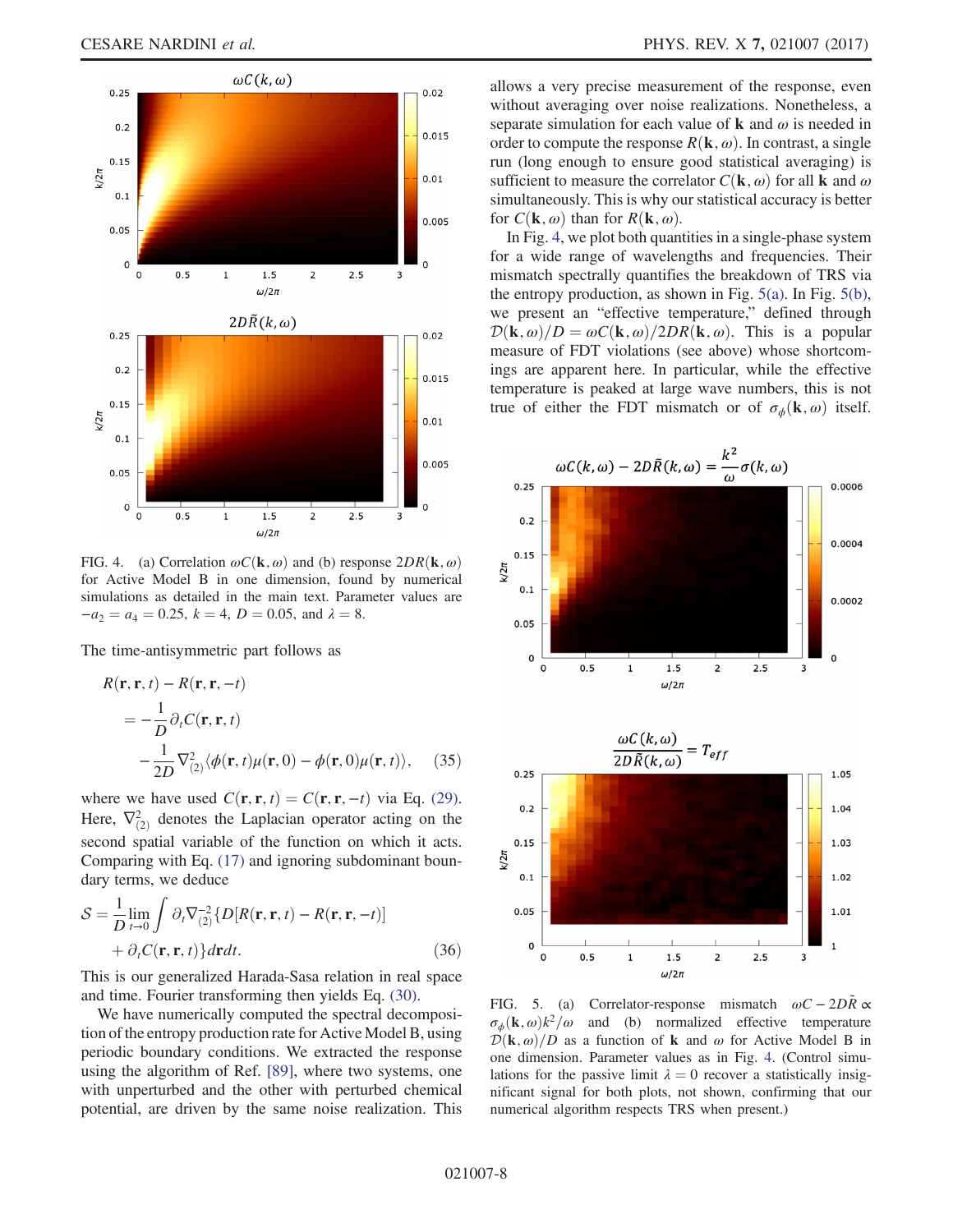FIG. 4. (a) Correlation $\omega C(\mathbf{k},\omega)$ and (b) response $2DR(\mathbf{k},\omega)$ for Active Model B in one dimension, found by numerical simulations as detailed in the main text. Parameter values are $-a_2 = a_4 = 0.25$, $k = 4$, $D = 0.05$, and $\lambda = 8$.

The time-antisymmetric part follows as

$$
\begin{aligned}
R(\mathbf{r},\mathbf{r},t) - R(\mathbf{r},\mathbf{r},-t) &= -\frac{1}{D}\partial_t C(\mathbf{r},\mathbf{r},t) \\
&\quad - \frac{1}{2D}\nabla^2_{(2)}\langle \phi(\mathbf{r},t)\mu(\mathbf{r},0) - \phi(\mathbf{r},0)\mu(\mathbf{r},t)\rangle, \qquad (35)
\end{aligned}
$$

where we have used $C(\mathbf{r},\mathbf{r},t) = C(\mathbf{r},\mathbf{r},-t)$ via Eq. (29). Here, $\nabla^2_{(2)}$ denotes the Laplacian operator acting on the second spatial variable of the function on which it acts. Comparing with Eq. (17) and ignoring subdominant boundary terms, we deduce

$$
\begin{aligned}
\mathcal{S} = \frac{1}{D}\lim_{t\to 0}\int \partial_t \nabla^{-2}_{(2)}\{D[R(\mathbf{r},\mathbf{r},t) - R(\mathbf{r},\mathbf{r},-t)] \\
+ \partial_t C(\mathbf{r},\mathbf{r},t)\} d\mathbf{r}dt. \qquad (36)
\end{aligned}
$$

This is our generalized Harada-Sasa relation in real space and time. Fourier transforming then yields Eq. (30).

We have numerically computed the spectral decomposition of the entropy production rate for Active Model B, using periodic boundary conditions. We extracted the response using the algorithm of Ref. [89], where two systems, one with unperturbed and the other with perturbed chemical potential, are driven by the same noise realization. This allows a very precise measurement of the response, even without averaging over noise realizations. Nonetheless, a separate simulation for each value of $\mathbf{k}$ and $\omega$ is needed in order to compute the response $R(\mathbf{k},\omega)$. In contrast, a single run (long enough to ensure good statistical averaging) is sufficient to measure the correlator $C(\mathbf{k},\omega)$ for all $\mathbf{k}$ and $\omega$ simultaneously. This is why our statistical accuracy is better for $C(\mathbf{k},\omega)$ than for $R(\mathbf{k},\omega)$.

In Fig. 4, we plot both quantities in a single-phase system for a wide range of wavelengths and frequencies. Their mismatch spectrally quantifies the breakdown of TRS via the entropy production, as shown in Fig. 5(a). In Fig. 5(b), we present an "effective temperature," defined through $\mathcal{D}(\mathbf{k},\omega)/D = \omega C(\mathbf{k},\omega)/2DR(\mathbf{k},\omega)$. This is a popular measure of FDT violations (see above) whose shortcomings are apparent here. In particular, while the effective temperature is peaked at large wave numbers, this is not true of either the FDT mismatch or of $\sigma_\phi(\mathbf{k},\omega)$ itself.

FIG. 5. (a) Correlator-response mismatch $\omega C - 2D\tilde{R} \propto \sigma_\phi(\mathbf{k},\omega)k^2/\omega$ and (b) normalized effective temperature $\mathcal{D}(\mathbf{k},\omega)/D$ as a function of $\mathbf{k}$ and $\omega$ for Active Model B in one dimension. Parameter values as in Fig. 4. (Control simulations for the passive limit $\lambda = 0$ recover a statistically insignificant signal for both plots, not shown, confirming that our numerical algorithm respects TRS when present.)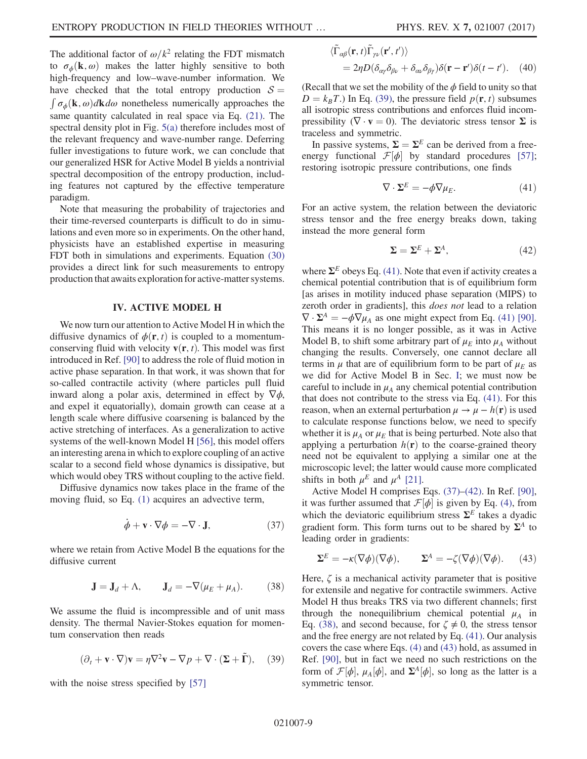The additional factor of $\omega/k^2$ relating the FDT mismatch to $\sigma_\phi(\mathbf{k},\omega)$ makes the latter highly sensitive to both high-frequency and low–wave-number information. We have checked that the total entropy production $\mathcal{S} = \int \sigma_\phi(\mathbf{k},\omega) d\mathbf{k} d\omega$ nonetheless numerically approaches the same quantity calculated in real space via Eq. (21). The spectral density plot in Fig. 5(a) therefore includes most of the relevant frequency and wave-number range. Deferring fuller investigations to future work, we can conclude that our generalized HSR for Active Model B yields a nontrivial spectral decomposition of the entropy production, including features not captured by the effective temperature paradigm.

Note that measuring the probability of trajectories and their time-reversed counterparts is difficult to do in simulations and even more so in experiments. On the other hand, physicists have an established expertise in measuring FDT both in simulations and experiments. Equation (30) provides a direct link for such measurements to entropy production that awaits exploration for active-matter systems.

## IV. ACTIVE MODEL H

We now turn our attention to Active Model H in which the diffusive dynamics of $\phi(\mathbf{r},t)$ is coupled to a momentum-conserving fluid with velocity $\mathbf{v}(\mathbf{r},t)$. This model was first introduced in Ref. [90] to address the role of fluid motion in active phase separation. In that work, it was shown that for so-called contractile activity (where particles pull fluid inward along a polar axis, determined in effect by $\nabla\phi$, and expel it equatorially), domain growth can cease at a length scale where diffusive coarsening is balanced by the active stretching of interfaces. As a generalization to active systems of the well-known Model H [56], this model offers an interesting arena in which to explore coupling of an active scalar to a second field whose dynamics is dissipative, but which would obey TRS without coupling to the active field.

Diffusive dynamics now takes place in the frame of the moving fluid, so Eq. (1) acquires an advective term,

$$\dot{\phi} + \mathbf{v}\cdot\nabla\phi = -\nabla\cdot\mathbf{J}, \tag{37}$$

where we retain from Active Model B the equations for the diffusive current

$$\mathbf{J} = \mathbf{J}_d + \Lambda, \qquad \mathbf{J}_d = -\nabla(\mu_E + \mu_A). \tag{38}$$

We assume the fluid is incompressible and of unit mass density. The thermal Navier-Stokes equation for momentum conservation then reads

$$(\partial_t + \mathbf{v}\cdot\nabla)\mathbf{v} = \eta\nabla^2\mathbf{v} - \nabla p + \nabla\cdot(\mathbf{\Sigma} + \tilde{\mathbf{\Gamma}}), \tag{39}$$

with the noise stress specified by [57]

$$\langle\tilde{\Gamma}_{\alpha\beta}(\mathbf{r},t)\tilde{\Gamma}_{\gamma\nu}(\mathbf{r}',t')\rangle = 2\eta D(\delta_{\alpha\gamma}\delta_{\beta\nu} + \delta_{\alpha\nu}\delta_{\beta\gamma})\delta(\mathbf{r}-\mathbf{r}')\delta(t-t'). \tag{40}$$

(Recall that we set the mobility of the $\phi$ field to unity so that $D = k_B T$.) In Eq. (39), the pressure field $p(\mathbf{r},t)$ subsumes all isotropic stress contributions and enforces fluid incompressibility ($\nabla\cdot\mathbf{v} = 0$). The deviatoric stress tensor $\mathbf{\Sigma}$ is traceless and symmetric.

In passive systems, $\mathbf{\Sigma} = \mathbf{\Sigma}^E$ can be derived from a free-energy functional $\mathcal{F}[\phi]$ by standard procedures [57]; restoring isotropic pressure contributions, one finds

$$\nabla\cdot\mathbf{\Sigma}^E = -\phi\nabla\mu_E. \tag{41}$$

For an active system, the relation between the deviatoric stress tensor and the free energy breaks down, taking instead the more general form

$$\mathbf{\Sigma} = \mathbf{\Sigma}^E + \mathbf{\Sigma}^A, \tag{42}$$

where $\mathbf{\Sigma}^E$ obeys Eq. (41). Note that even if activity creates a chemical potential contribution that is of equilibrium form [as arises in motility induced phase separation (MIPS) to zeroth order in gradients], this *does not* lead to a relation $\nabla\cdot\mathbf{\Sigma}^A = -\phi\nabla\mu_A$ as one might expect from Eq. (41) [90]. This means it is no longer possible, as it was in Active Model B, to shift some arbitrary part of $\mu_E$ into $\mu_A$ without changing the results. Conversely, one cannot declare all terms in $\mu$ that are of equilibrium form to be part of $\mu_E$ as we did for Active Model B in Sec. I; we must now be careful to include in $\mu_A$ any chemical potential contribution that does not contribute to the stress via Eq. (41). For this reason, when an external perturbation $\mu \to \mu - h(\mathbf{r})$ is used to calculate response functions below, we need to specify whether it is $\mu_A$ or $\mu_E$ that is being perturbed. Note also that applying a perturbation $h(\mathbf{r})$ to the coarse-grained theory need not be equivalent to applying a similar one at the microscopic level; the latter would cause more complicated shifts in both $\mu^E$ and $\mu^A$ [21].

Active Model H comprises Eqs. (37)–(42). In Ref. [90], it was further assumed that $\mathcal{F}[\phi]$ is given by Eq. (4), from which the deviatoric equilibrium stress $\mathbf{\Sigma}^E$ takes a dyadic gradient form. This form turns out to be shared by $\mathbf{\Sigma}^A$ to leading order in gradients:

$$\mathbf{\Sigma}^E = -\kappa(\nabla\phi)(\nabla\phi), \qquad \mathbf{\Sigma}^A = -\zeta(\nabla\phi)(\nabla\phi). \tag{43}$$

Here, $\zeta$ is a mechanical activity parameter that is positive for extensile and negative for contractile swimmers. Active Model H thus breaks TRS via two different channels; first through the nonequilibrium chemical potential $\mu_A$ in Eq. (38), and second because, for $\zeta \neq 0$, the stress tensor and the free energy are not related by Eq. (41). Our analysis covers the case where Eqs. (4) and (43) hold, as assumed in Ref. [90], but in fact we need no such restrictions on the form of $\mathcal{F}[\phi]$, $\mu_A[\phi]$, and $\mathbf{\Sigma}^A[\phi]$, so long as the latter is a symmetric tensor.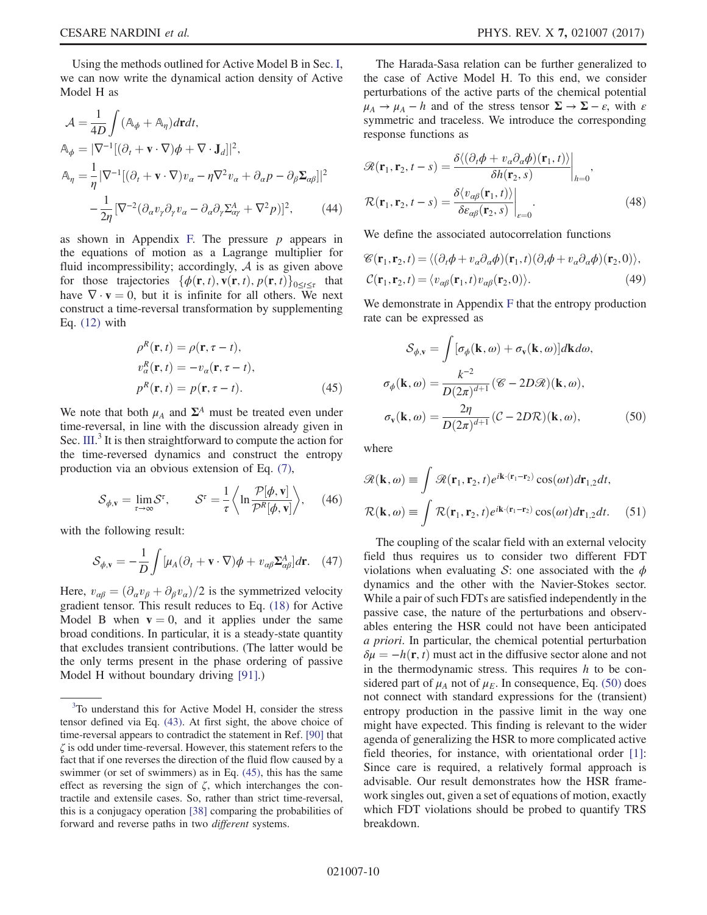Using the methods outlined for Active Model B in Sec. I, we can now write the dynamical action density of Active Model H as

$$
\begin{aligned}
\mathcal{A} &= \frac{1}{4D}\int (\mathbb{A}_\phi + \mathbb{A}_\eta) d\mathbf{r}dt,\\
\mathbb{A}_\phi &= |\nabla^{-1}[(\partial_t + \mathbf{v}\cdot\nabla)\phi + \nabla\cdot\mathbf{J}_d]|^2,\\
\mathbb{A}_\eta &= \frac{1}{\eta}|\nabla^{-1}[(\partial_t + \mathbf{v}\cdot\nabla)v_\alpha - \eta\nabla^2 v_\alpha + \partial_\alpha p - \partial_\beta \Sigma_{\alpha\beta}]|^2\\
&\quad - \frac{1}{2\eta}[\nabla^{-2}(\partial_\alpha v_\gamma \partial_\gamma v_\alpha - \partial_\alpha\partial_\gamma \Sigma^A_{\alpha\gamma} + \nabla^2 p)]^2,
\end{aligned}
\tag{44}
$$

as shown in Appendix F. The pressure $p$ appears in the equations of motion as a Lagrange multiplier for fluid incompressibility; accordingly, $\mathcal{A}$ is as given above for those trajectories $\{\phi(\mathbf{r},t), \mathbf{v}(\mathbf{r},t), p(\mathbf{r},t)\}_{0\le t\le\tau}$ that have $\nabla\cdot\mathbf{v} = 0$, but it is infinite for all others. We next construct a time-reversal transformation by supplementing Eq. (12) with

$$
\begin{aligned}
\rho^R(\mathbf{r},t) &= \rho(\mathbf{r},\tau - t),\\
v^R_\alpha(\mathbf{r},t) &= -v_\alpha(\mathbf{r},\tau - t),\\
p^R(\mathbf{r},t) &= p(\mathbf{r},\tau - t).
\end{aligned}
\tag{45}
$$

We note that both $\mu_A$ and $\Sigma^A$ must be treated even under time-reversal, in line with the discussion already given in Sec. III.[3] It is then straightforward to compute the action for the time-reversed dynamics and construct the entropy production via an obvious extension of Eq. (7),

$$
\mathcal{S}_{\phi,\mathbf{v}} = \lim_{\tau\to\infty}\mathcal{S}^\tau, \qquad \mathcal{S}^\tau = \frac{1}{\tau}\left\langle \ln\frac{\mathcal{P}[\phi,\mathbf{v}]}{\mathcal{P}^R[\phi,\mathbf{v}]}\right\rangle, \tag{46}
$$

with the following result:

$$
\mathcal{S}_{\phi,\mathbf{v}} = -\frac{1}{D}\int [\mu_A(\partial_t + \mathbf{v}\cdot\nabla)\phi + v_{\alpha\beta}\Sigma^A_{\alpha\beta}]d\mathbf{r}. \tag{47}
$$

Here, $v_{\alpha\beta} = (\partial_\alpha v_\beta + \partial_\beta v_\alpha)/2$ is the symmetrized velocity gradient tensor. This result reduces to Eq. (18) for Active Model B when $\mathbf{v} = 0$, and it applies under the same broad conditions. In particular, it is a steady-state quantity that excludes transient contributions. (The latter would be the only terms present in the phase ordering of passive Model H without boundary driving [91].)

[3] To understand this for Active Model H, consider the stress tensor defined via Eq. (43). At first sight, the above choice of time-reversal appears to contradict the statement in Ref. [90] that $\zeta$ is odd under time-reversal. However, this statement refers to the fact that if one reverses the direction of the fluid flow caused by a swimmer (or set of swimmers) as in Eq. (45), this has the same effect as reversing the sign of $\zeta$, which interchanges the contractile and extensile cases. So, rather than strict time-reversal, this is a conjugacy operation [38] comparing the probabilities of forward and reverse paths in two *different* systems.

The Harada-Sasa relation can be further generalized to the case of Active Model H. To this end, we consider perturbations of the active parts of the chemical potential $\mu_A \to \mu_A - h$ and of the stress tensor $\Sigma \to \Sigma - \varepsilon$, with $\varepsilon$ symmetric and traceless. We introduce the corresponding response functions as

$$
\begin{aligned}
\mathscr{R}(\mathbf{r}_1,\mathbf{r}_2,t-s) &= \frac{\delta\langle(\partial_t\phi + v_\alpha\partial_\alpha\phi)(\mathbf{r}_1,t)\rangle}{\delta h(\mathbf{r}_2,s)}\bigg|_{h=0},\\
\mathcal{R}(\mathbf{r}_1,\mathbf{r}_2,t-s) &= \frac{\delta\langle v_{\alpha\beta}(\mathbf{r}_1,t)\rangle}{\delta\varepsilon_{\alpha\beta}(\mathbf{r}_2,s)}\bigg|_{\varepsilon=0}.
\end{aligned}
\tag{48}
$$

We define the associated autocorrelation functions

$$
\begin{aligned}
\mathscr{C}(\mathbf{r}_1,\mathbf{r}_2,t) &= \langle(\partial_t\phi + v_\alpha\partial_\alpha\phi)(\mathbf{r}_1,t)(\partial_t\phi + v_\alpha\partial_\alpha\phi)(\mathbf{r}_2,0)\rangle,\\
\mathcal{C}(\mathbf{r}_1,\mathbf{r}_2,t) &= \langle v_{\alpha\beta}(\mathbf{r}_1,t)v_{\alpha\beta}(\mathbf{r}_2,0)\rangle.
\end{aligned}
\tag{49}
$$

We demonstrate in Appendix F that the entropy production rate can be expressed as

$$
\begin{aligned}
\mathcal{S}_{\phi,\mathbf{v}} &= \int[\sigma_\phi(\mathbf{k},\omega) + \sigma_\mathbf{v}(\mathbf{k},\omega)]d\mathbf{k}d\omega,\\
\sigma_\phi(\mathbf{k},\omega) &= \frac{k^{-2}}{D(2\pi)^{d+1}}(\mathscr{C} - 2D\mathscr{R})(\mathbf{k},\omega),\\
\sigma_\mathbf{v}(\mathbf{k},\omega) &= \frac{2\eta}{D(2\pi)^{d+1}}(\mathcal{C} - 2D\mathcal{R})(\mathbf{k},\omega),
\end{aligned}
\tag{50}
$$

where

$$
\begin{aligned}
\mathscr{R}(\mathbf{k},\omega) &\equiv \int \mathscr{R}(\mathbf{r}_1,\mathbf{r}_2,t)e^{i\mathbf{k}\cdot(\mathbf{r}_1-\mathbf{r}_2)}\cos(\omega t)d\mathbf{r}_{1,2}dt,\\
\mathcal{R}(\mathbf{k},\omega) &\equiv \int \mathcal{R}(\mathbf{r}_1,\mathbf{r}_2,t)e^{i\mathbf{k}\cdot(\mathbf{r}_1-\mathbf{r}_2)}\cos(\omega t)d\mathbf{r}_{1,2}dt.
\end{aligned}
\tag{51}
$$

The coupling of the scalar field with an external velocity field thus requires us to consider two different FDT violations when evaluating $\mathcal{S}$: one associated with the $\phi$ dynamics and the other with the Navier-Stokes sector. While a pair of such FDTs are satisfied independently in the passive case, the nature of the perturbations and observables entering the HSR could not have been anticipated *a priori*. In particular, the chemical potential perturbation $\delta\mu = -h(\mathbf{r},t)$ must act in the diffusive sector alone and not in the thermodynamic stress. This requires $h$ to be considered part of $\mu_A$ not of $\mu_E$. In consequence, Eq. (50) does not connect with standard expressions for the (transient) entropy production in the passive limit in the way one might have expected. This finding is relevant to the wider agenda of generalizing the HSR to more complicated active field theories, for instance, with orientational order [1]: Since care is required, a relatively formal approach is advisable. Our result demonstrates how the HSR framework singles out, given a set of equations of motion, exactly which FDT violations should be probed to quantify TRS breakdown.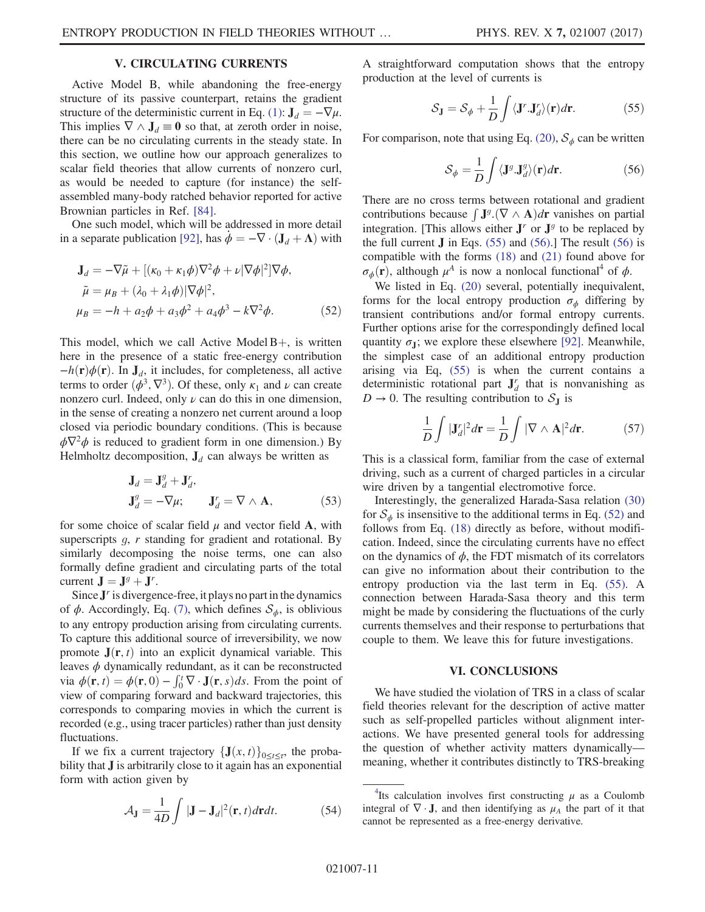## V. CIRCULATING CURRENTS

Active Model B, while abandoning the free-energy structure of its passive counterpart, retains the gradient structure of the deterministic current in Eq. (1): $\mathbf{J}_d = -\nabla\mu$. This implies $\nabla \wedge \mathbf{J}_d \equiv \mathbf{0}$ so that, at zeroth order in noise, there can be no circulating currents in the steady state. In this section, we outline how our approach generalizes to scalar field theories that allow currents of nonzero curl, as would be needed to capture (for instance) the self-assembled many-body ratched behavior reported for active Brownian particles in Ref. [84].

One such model, which will be addressed in more detail in a separate publication [92], has $\dot{\phi} = -\nabla \cdot (\mathbf{J}_d + \boldsymbol{\Lambda})$ with

$$
\begin{aligned}
\mathbf{J}_d &= -\nabla\tilde{\mu} + [(\kappa_0 + \kappa_1\phi)\nabla^2\phi + \nu|\nabla\phi|^2]\nabla\phi, \\
\tilde{\mu} &= \mu_B + (\lambda_0 + \lambda_1\phi)|\nabla\phi|^2, \\
\mu_B &= -h + a_2\phi + a_3\phi^2 + a_4\phi^3 - k\nabla^2\phi.
\end{aligned}
\tag{52}
$$

This model, which we call Active Model B+, is written here in the presence of a static free-energy contribution $-h(\mathbf{r})\phi(\mathbf{r})$. In $\mathbf{J}_d$, it includes, for completeness, all active terms to order $(\phi^3, \nabla^3)$. Of these, only $\kappa_1$ and $\nu$ can create nonzero curl. Indeed, only $\nu$ can do this in one dimension, in the sense of creating a nonzero net current around a loop closed via periodic boundary conditions. (This is because $\phi\nabla^2\phi$ is reduced to gradient form in one dimension.) By Helmholtz decomposition, $\mathbf{J}_d$ can always be written as

$$
\begin{aligned}
\mathbf{J}_d &= \mathbf{J}_d^g + \mathbf{J}_d^r, \\
\mathbf{J}_d^g &= -\nabla\mu; \qquad \mathbf{J}_d^r = \nabla \wedge \mathbf{A},
\end{aligned}
\tag{53}
$$

for some choice of scalar field $\mu$ and vector field $\mathbf{A}$, with superscripts $g$, $r$ standing for gradient and rotational. By similarly decomposing the noise terms, one can also formally define gradient and circulating parts of the total current $\mathbf{J} = \mathbf{J}^g + \mathbf{J}^r$.

Since $\mathbf{J}^r$ is divergence-free, it plays no part in the dynamics of $\phi$. Accordingly, Eq. (7), which defines $\mathcal{S}_\phi$, is oblivious to any entropy production arising from circulating currents. To capture this additional source of irreversibility, we now promote $\mathbf{J}(\mathbf{r}, t)$ into an explicit dynamical variable. This leaves $\phi$ dynamically redundant, as it can be reconstructed via $\phi(\mathbf{r}, t) = \phi(\mathbf{r}, 0) - \int_0^t \nabla \cdot \mathbf{J}(\mathbf{r}, s)ds$. From the point of view of comparing forward and backward trajectories, this corresponds to comparing movies in which the current is recorded (e.g., using tracer particles) rather than just density fluctuations.

If we fix a current trajectory $\{\mathbf{J}(x, t)\}_{0\le t\le\tau}$, the probability that $\mathbf{J}$ is arbitrarily close to it again has an exponential form with action given by

$$
\mathcal{A}_\mathbf{J} = \frac{1}{4D}\int |\mathbf{J} - \mathbf{J}_d|^2(\mathbf{r}, t)d\mathbf{r}dt. \tag{54}
$$

A straightforward computation shows that the entropy production at the level of currents is

$$
\mathcal{S}_\mathbf{J} = \mathcal{S}_\phi + \frac{1}{D}\int \langle \mathbf{J}^r.\mathbf{J}_d^r\rangle(\mathbf{r})d\mathbf{r}. \tag{55}
$$

For comparison, note that using Eq. (20), $\mathcal{S}_\phi$ can be written

$$
\mathcal{S}_\phi = \frac{1}{D}\int \langle \mathbf{J}^g.\mathbf{J}_d^g\rangle(\mathbf{r})d\mathbf{r}. \tag{56}
$$

There are no cross terms between rotational and gradient contributions because $\int \mathbf{J}^g.(\nabla \wedge \mathbf{A})d\mathbf{r}$ vanishes on partial integration. [This allows either $\mathbf{J}^r$ or $\mathbf{J}^g$ to be replaced by the full current $\mathbf{J}$ in Eqs. (55) and (56).] The result (56) is compatible with the forms (18) and (21) found above for $\sigma_\phi(\mathbf{r})$, although $\mu^A$ is now a nonlocal functional[4] of $\phi$.

We listed in Eq. (20) several, potentially inequivalent, forms for the local entropy production $\sigma_\phi$ differing by transient contributions and/or formal entropy currents. Further options arise for the correspondingly defined local quantity $\sigma_\mathbf{J}$; we explore these elsewhere [92]. Meanwhile, the simplest case of an additional entropy production arising via Eq, (55) is when the current contains a deterministic rotational part $\mathbf{J}_d^r$ that is nonvanishing as $D \to 0$. The resulting contribution to $\mathcal{S}_\mathbf{J}$ is

$$
\frac{1}{D}\int |\mathbf{J}_d^r|^2 d\mathbf{r} = \frac{1}{D}\int |\nabla \wedge \mathbf{A}|^2 d\mathbf{r}. \tag{57}
$$

This is a classical form, familiar from the case of external driving, such as a current of charged particles in a circular wire driven by a tangential electromotive force.

Interestingly, the generalized Harada-Sasa relation (30) for $\mathcal{S}_\phi$ is insensitive to the additional terms in Eq. (52) and follows from Eq. (18) directly as before, without modification. Indeed, since the circulating currents have no effect on the dynamics of $\phi$, the FDT mismatch of its correlators can give no information about their contribution to the entropy production via the last term in Eq. (55). A connection between Harada-Sasa theory and this term might be made by considering the fluctuations of the curly currents themselves and their response to perturbations that couple to them. We leave this for future investigations.

## VI. CONCLUSIONS

We have studied the violation of TRS in a class of scalar field theories relevant for the description of active matter such as self-propelled particles without alignment interactions. We have presented general tools for addressing the question of whether activity matters dynamically—meaning, whether it contributes distinctly to TRS-breaking

---

[4] Its calculation involves first constructing $\mu$ as a Coulomb integral of $\nabla \cdot \mathbf{J}$, and then identifying as $\mu_A$ the part of it that cannot be represented as a free-energy derivative.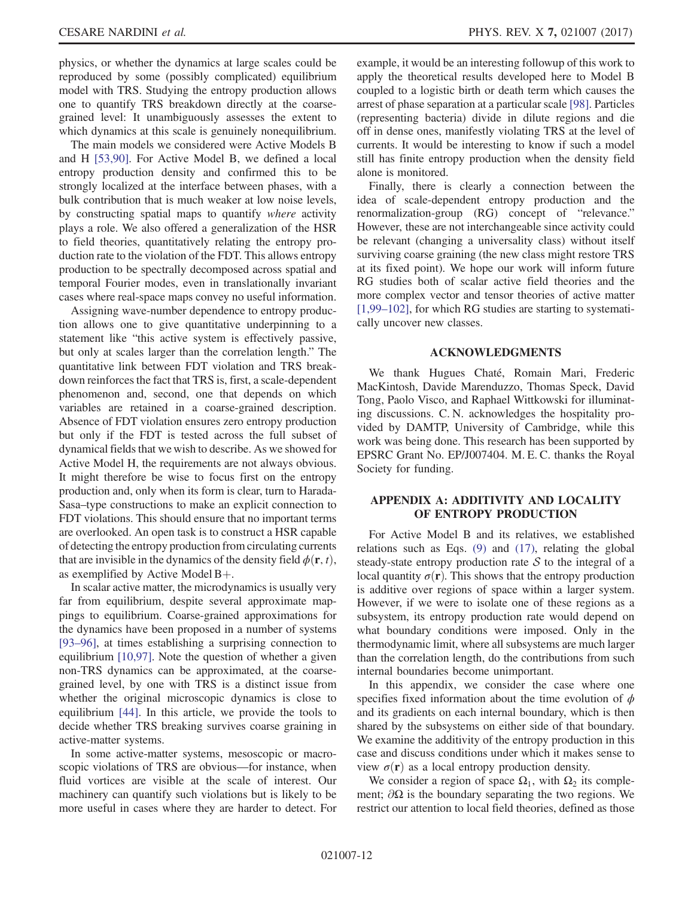physics, or whether the dynamics at large scales could be reproduced by some (possibly complicated) equilibrium model with TRS. Studying the entropy production allows one to quantify TRS breakdown directly at the coarse-grained level: It unambiguously assesses the extent to which dynamics at this scale is genuinely nonequilibrium.

The main models we considered were Active Models B and H [53,90]. For Active Model B, we defined a local entropy production density and confirmed this to be strongly localized at the interface between phases, with a bulk contribution that is much weaker at low noise levels, by constructing spatial maps to quantify *where* activity plays a role. We also offered a generalization of the HSR to field theories, quantitatively relating the entropy production rate to the violation of the FDT. This allows entropy production to be spectrally decomposed across spatial and temporal Fourier modes, even in translationally invariant cases where real-space maps convey no useful information.

Assigning wave-number dependence to entropy production allows one to give quantitative underpinning to a statement like "this active system is effectively passive, but only at scales larger than the correlation length." The quantitative link between FDT violation and TRS breakdown reinforces the fact that TRS is, first, a scale-dependent phenomenon and, second, one that depends on which variables are retained in a coarse-grained description. Absence of FDT violation ensures zero entropy production but only if the FDT is tested across the full subset of dynamical fields that we wish to describe. As we showed for Active Model H, the requirements are not always obvious. It might therefore be wise to focus first on the entropy production and, only when its form is clear, turn to Harada-Sasa–type constructions to make an explicit connection to FDT violations. This should ensure that no important terms are overlooked. An open task is to construct a HSR capable of detecting the entropy production from circulating currents that are invisible in the dynamics of the density field $\phi(\mathbf{r}, t)$, as exemplified by Active Model B+.

In scalar active matter, the microdynamics is usually very far from equilibrium, despite several approximate mappings to equilibrium. Coarse-grained approximations for the dynamics have been proposed in a number of systems [93–96], at times establishing a surprising connection to equilibrium [10,97]. Note the question of whether a given non-TRS dynamics can be approximated, at the coarse-grained level, by one with TRS is a distinct issue from whether the original microscopic dynamics is close to equilibrium [44]. In this article, we provide the tools to decide whether TRS breaking survives coarse graining in active-matter systems.

In some active-matter systems, mesoscopic or macroscopic violations of TRS are obvious—for instance, when fluid vortices are visible at the scale of interest. Our machinery can quantify such violations but is likely to be more useful in cases where they are harder to detect. For example, it would be an interesting followup of this work to apply the theoretical results developed here to Model B coupled to a logistic birth or death term which causes the arrest of phase separation at a particular scale [98]. Particles (representing bacteria) divide in dilute regions and die off in dense ones, manifestly violating TRS at the level of currents. It would be interesting to know if such a model still has finite entropy production when the density field alone is monitored.

Finally, there is clearly a connection between the idea of scale-dependent entropy production and the renormalization-group (RG) concept of "relevance." However, these are not interchangeable since activity could be relevant (changing a universality class) without itself surviving coarse graining (the new class might restore TRS at its fixed point). We hope our work will inform future RG studies both of scalar active field theories and the more complex vector and tensor theories of active matter [1,99–102], for which RG studies are starting to systematically uncover new classes.

## ACKNOWLEDGMENTS

We thank Hugues Chaté, Romain Mari, Frederic MacKintosh, Davide Marenduzzo, Thomas Speck, David Tong, Paolo Visco, and Raphael Wittkowski for illuminating discussions. C. N. acknowledges the hospitality provided by DAMTP, University of Cambridge, while this work was being done. This research has been supported by EPSRC Grant No. EP/J007404. M. E. C. thanks the Royal Society for funding.

## APPENDIX A: ADDITIVITY AND LOCALITY OF ENTROPY PRODUCTION

For Active Model B and its relatives, we established relations such as Eqs. (9) and (17), relating the global steady-state entropy production rate $\mathcal{S}$ to the integral of a local quantity $\sigma(\mathbf{r})$. This shows that the entropy production is additive over regions of space within a larger system. However, if we were to isolate one of these regions as a subsystem, its entropy production rate would depend on what boundary conditions were imposed. Only in the thermodynamic limit, where all subsystems are much larger than the correlation length, do the contributions from such internal boundaries become unimportant.

In this appendix, we consider the case where one specifies fixed information about the time evolution of $\phi$ and its gradients on each internal boundary, which is then shared by the subsystems on either side of that boundary. We examine the additivity of the entropy production in this case and discuss conditions under which it makes sense to view $\sigma(\mathbf{r})$ as a local entropy production density.

We consider a region of space $\Omega_1$, with $\Omega_2$ its complement; $\partial\Omega$ is the boundary separating the two regions. We restrict our attention to local field theories, defined as those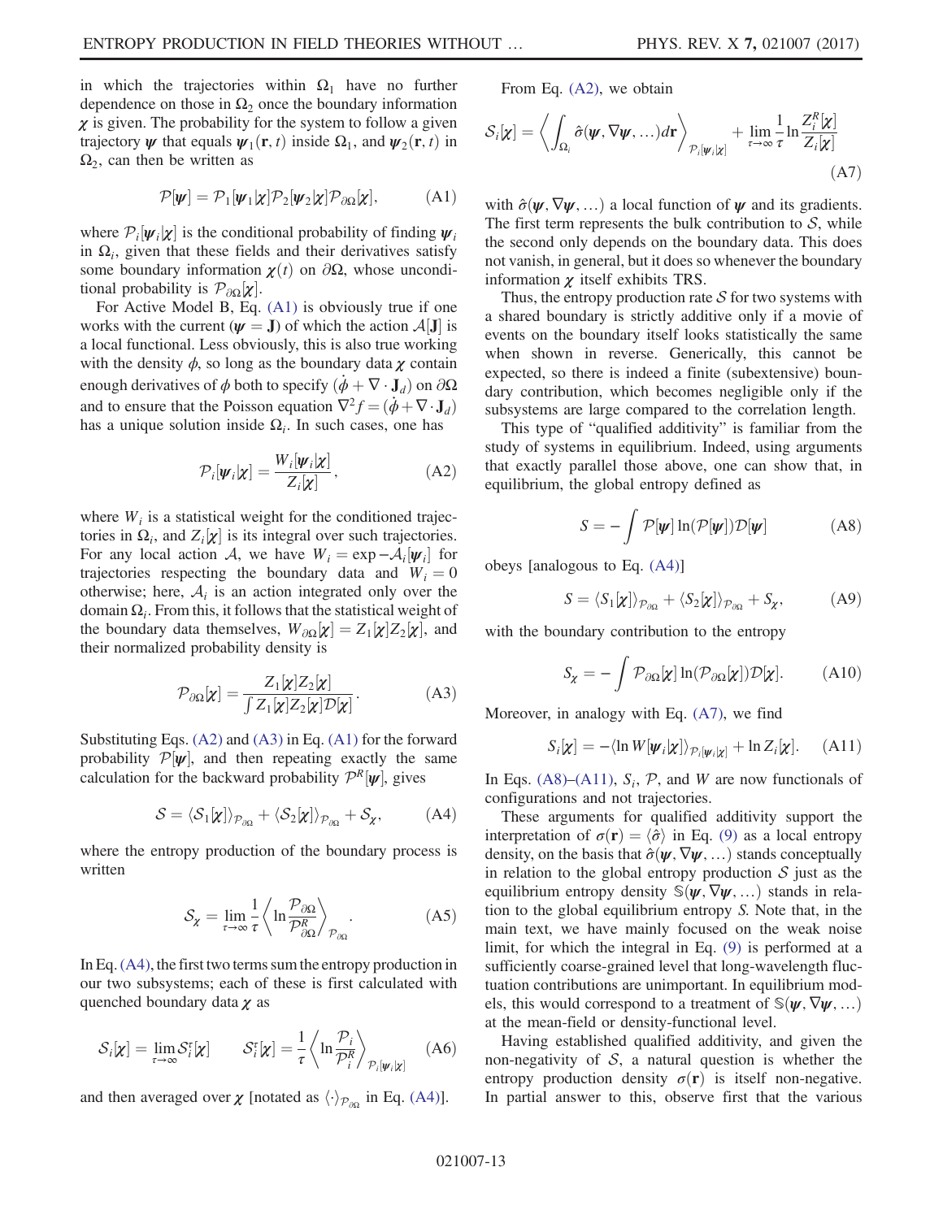in which the trajectories within $\Omega_1$ have no further dependence on those in $\Omega_2$ once the boundary information $\chi$ is given. The probability for the system to follow a given trajectory $\boldsymbol{\psi}$ that equals $\boldsymbol{\psi}_1(\mathbf{r},t)$ inside $\Omega_1$, and $\boldsymbol{\psi}_2(\mathbf{r},t)$ in $\Omega_2$, can then be written as

$$\mathcal{P}[\boldsymbol{\psi}] = \mathcal{P}_1[\boldsymbol{\psi}_1|\chi]\mathcal{P}_2[\boldsymbol{\psi}_2|\chi]\mathcal{P}_{\partial\Omega}[\chi], \tag{A1}$$

where $\mathcal{P}_i[\boldsymbol{\psi}_i|\chi]$ is the conditional probability of finding $\boldsymbol{\psi}_i$ in $\Omega_i$, given that these fields and their derivatives satisfy some boundary information $\chi(t)$ on $\partial\Omega$, whose unconditional probability is $\mathcal{P}_{\partial\Omega}[\chi]$.

For Active Model B, Eq. (A1) is obviously true if one works with the current ($\boldsymbol{\psi} = \mathbf{J}$) of which the action $\mathcal{A}[\mathbf{J}]$ is a local functional. Less obviously, this is also true working with the density $\phi$, so long as the boundary data $\chi$ contain enough derivatives of $\phi$ both to specify $(\dot{\phi} + \nabla\cdot\mathbf{J}_d)$ on $\partial\Omega$ and to ensure that the Poisson equation $\nabla^2 f = (\dot{\phi} + \nabla\cdot\mathbf{J}_d)$ has a unique solution inside $\Omega_i$. In such cases, one has

$$\mathcal{P}_i[\boldsymbol{\psi}_i|\chi] = \frac{W_i[\boldsymbol{\psi}_i|\chi]}{Z_i[\chi]}, \tag{A2}$$

where $W_i$ is a statistical weight for the conditioned trajectories in $\Omega_i$, and $Z_i[\chi]$ is its integral over such trajectories. For any local action $\mathcal{A}$, we have $W_i = \exp - \mathcal{A}_i[\boldsymbol{\psi}_i]$ for trajectories respecting the boundary data and $W_i = 0$ otherwise; here, $\mathcal{A}_i$ is an action integrated only over the domain $\Omega_i$. From this, it follows that the statistical weight of the boundary data themselves, $W_{\partial\Omega}[\chi] = Z_1[\chi]Z_2[\chi]$, and their normalized probability density is

$$\mathcal{P}_{\partial\Omega}[\chi] = \frac{Z_1[\chi]Z_2[\chi]}{\int Z_1[\chi]Z_2[\chi]\mathcal{D}[\chi]}. \tag{A3}$$

Substituting Eqs. (A2) and (A3) in Eq. (A1) for the forward probability $\mathcal{P}[\boldsymbol{\psi}]$, and then repeating exactly the same calculation for the backward probability $\mathcal{P}^R[\boldsymbol{\psi}]$, gives

$$\mathcal{S} = \langle \mathcal{S}_1[\chi]\rangle_{\mathcal{P}_{\partial\Omega}} + \langle \mathcal{S}_2[\chi]\rangle_{\mathcal{P}_{\partial\Omega}} + \mathcal{S}_\chi, \tag{A4}$$

where the entropy production of the boundary process is written

$$\mathcal{S}_\chi = \lim_{\tau\to\infty}\frac{1}{\tau}\left\langle \ln\frac{\mathcal{P}_{\partial\Omega}}{\mathcal{P}^R_{\partial\Omega}}\right\rangle_{\mathcal{P}_{\partial\Omega}}. \tag{A5}$$

In Eq. (A4), the first two terms sum the entropy production in our two subsystems; each of these is first calculated with quenched boundary data $\chi$ as

$$\mathcal{S}_i[\chi] = \lim_{\tau\to\infty}\mathcal{S}_i^\tau[\chi] \qquad \mathcal{S}_i^\tau[\chi] = \frac{1}{\tau}\left\langle \ln\frac{\mathcal{P}_i}{\mathcal{P}_i^R}\right\rangle_{\mathcal{P}_i[\boldsymbol{\psi}_i|\chi]} \tag{A6}$$

and then averaged over $\chi$ [notated as $\langle\cdot\rangle_{\mathcal{P}_{\partial\Omega}}$ in Eq. (A4)].

From Eq. (A2), we obtain

$$\mathcal{S}_i[\chi] = \left\langle \int_{\Omega_i}\hat{\sigma}(\boldsymbol{\psi},\nabla\boldsymbol{\psi},\ldots)d\mathbf{r}\right\rangle_{\mathcal{P}_i[\boldsymbol{\psi}_i|\chi]} + \lim_{\tau\to\infty}\frac{1}{\tau}\ln\frac{Z_i^R[\chi]}{Z_i[\chi]} \tag{A7}$$

with $\hat{\sigma}(\boldsymbol{\psi},\nabla\boldsymbol{\psi},\ldots)$ a local function of $\boldsymbol{\psi}$ and its gradients. The first term represents the bulk contribution to $\mathcal{S}$, while the second only depends on the boundary data. This does not vanish, in general, but it does so whenever the boundary information $\chi$ itself exhibits TRS.

Thus, the entropy production rate $\mathcal{S}$ for two systems with a shared boundary is strictly additive only if a movie of events on the boundary itself looks statistically the same when shown in reverse. Generically, this cannot be expected, so there is indeed a finite (subextensive) boundary contribution, which becomes negligible only if the subsystems are large compared to the correlation length.

This type of "qualified additivity" is familiar from the study of systems in equilibrium. Indeed, using arguments that exactly parallel those above, one can show that, in equilibrium, the global entropy defined as

$$S = -\int \mathcal{P}[\boldsymbol{\psi}]\ln(\mathcal{P}[\boldsymbol{\psi}])\mathcal{D}[\boldsymbol{\psi}] \tag{A8}$$

obeys [analogous to Eq. (A4)]

$$S = \langle S_1[\chi]\rangle_{\mathcal{P}_{\partial\Omega}} + \langle S_2[\chi]\rangle_{\mathcal{P}_{\partial\Omega}} + S_\chi, \tag{A9}$$

with the boundary contribution to the entropy

$$S_\chi = -\int \mathcal{P}_{\partial\Omega}[\chi]\ln(\mathcal{P}_{\partial\Omega}[\chi])\mathcal{D}[\chi]. \tag{A10}$$

Moreover, in analogy with Eq. (A7), we find

$$S_i[\chi] = -\langle \ln W[\boldsymbol{\psi}_i|\chi]\rangle_{\mathcal{P}_i[\boldsymbol{\psi}_i|\chi]} + \ln Z_i[\chi]. \tag{A11}$$

In Eqs. (A8)–(A11), $S_i$, $\mathcal{P}$, and $W$ are now functionals of configurations and not trajectories.

These arguments for qualified additivity support the interpretation of $\sigma(\mathbf{r}) = \langle\hat{\sigma}\rangle$ in Eq. (9) as a local entropy density, on the basis that $\hat{\sigma}(\boldsymbol{\psi},\nabla\boldsymbol{\psi},\ldots)$ stands conceptually in relation to the global entropy production $\mathcal{S}$ just as the equilibrium entropy density $\mathbb{S}(\boldsymbol{\psi},\nabla\boldsymbol{\psi},\ldots)$ stands in relation to the global equilibrium entropy $S$. Note that, in the main text, we have mainly focused on the weak noise limit, for which the integral in Eq. (9) is performed at a sufficiently coarse-grained level that long-wavelength fluctuation contributions are unimportant. In equilibrium models, this would correspond to a treatment of $\mathbb{S}(\boldsymbol{\psi},\nabla\boldsymbol{\psi},\ldots)$ at the mean-field or density-functional level.

Having established qualified additivity, and given the non-negativity of $\mathcal{S}$, a natural question is whether the entropy production density $\sigma(\mathbf{r})$ is itself non-negative. In partial answer to this, observe first that the various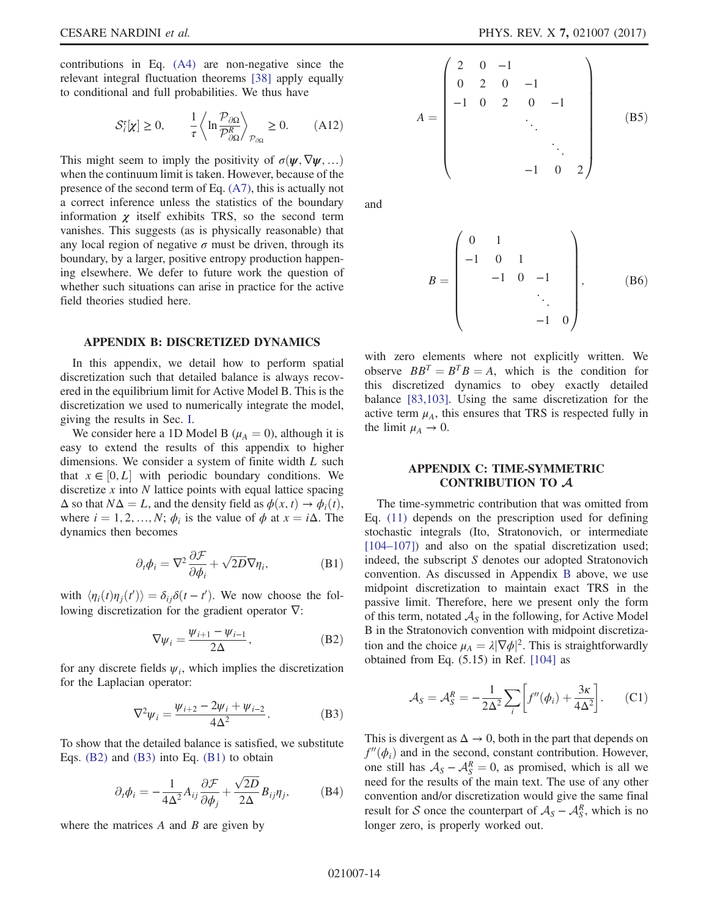contributions in Eq. (A4) are non-negative since the relevant integral fluctuation theorems [38] apply equally to conditional and full probabilities. We thus have

$$\mathcal{S}_i^\tau[\chi] \geq 0, \qquad \frac{1}{\tau}\left\langle \ln \frac{\mathcal{P}_{\partial\Omega}}{\mathcal{P}_{\partial\Omega}^R} \right\rangle_{\mathcal{P}_{\partial\Omega}} \geq 0. \tag{A12}$$

This might seem to imply the positivity of $\sigma(\boldsymbol{\psi}, \nabla\boldsymbol{\psi}, \ldots)$ when the continuum limit is taken. However, because of the presence of the second term of Eq. (A7), this is actually not a correct inference unless the statistics of the boundary information $\chi$ itself exhibits TRS, so the second term vanishes. This suggests (as is physically reasonable) that any local region of negative $\sigma$ must be driven, through its boundary, by a larger, positive entropy production happening elsewhere. We defer to future work the question of whether such situations can arise in practice for the active field theories studied here.

## APPENDIX B: DISCRETIZED DYNAMICS

In this appendix, we detail how to perform spatial discretization such that detailed balance is always recovered in the equilibrium limit for Active Model B. This is the discretization we used to numerically integrate the model, giving the results in Sec. I.

We consider here a 1D Model B ($\mu_A = 0$), although it is easy to extend the results of this appendix to higher dimensions. We consider a system of finite width $L$ such that $x \in [0, L]$ with periodic boundary conditions. We discretize $x$ into $N$ lattice points with equal lattice spacing $\Delta$ so that $N\Delta = L$, and the density field as $\phi(x,t) \to \phi_i(t)$, where $i = 1, 2, \ldots, N$; $\phi_i$ is the value of $\phi$ at $x = i\Delta$. The dynamics then becomes

$$\partial_t \phi_i = \nabla^2 \frac{\partial \mathcal{F}}{\partial \phi_i} + \sqrt{2D}\nabla \eta_i, \tag{B1}$$

with $\langle \eta_i(t)\eta_j(t')\rangle = \delta_{ij}\delta(t-t')$. We now choose the following discretization for the gradient operator $\nabla$:

$$\nabla \psi_i = \frac{\psi_{i+1} - \psi_{i-1}}{2\Delta}, \tag{B2}$$

for any discrete fields $\psi_i$, which implies the discretization for the Laplacian operator:

$$\nabla^2 \psi_i = \frac{\psi_{i+2} - 2\psi_i + \psi_{i-2}}{4\Delta^2}. \tag{B3}$$

To show that the detailed balance is satisfied, we substitute Eqs. (B2) and (B3) into Eq. (B1) to obtain

$$\partial_t \phi_i = -\frac{1}{4\Delta^2} A_{ij} \frac{\partial \mathcal{F}}{\partial \phi_j} + \frac{\sqrt{2D}}{2\Delta} B_{ij} \eta_j, \tag{B4}$$

where the matrices $A$ and $B$ are given by

$$A = \begin{pmatrix} 2 & 0 & -1 & & & \\ 0 & 2 & 0 & -1 & & \\ -1 & 0 & 2 & 0 & -1 & \\ & & & \ddots & & \\ & & & & \ddots & \\ & & & -1 & 0 & 2 \end{pmatrix} \tag{B5}$$

and

$$B = \begin{pmatrix} 0 & 1 & & & \\ -1 & 0 & 1 & & \\ & -1 & 0 & -1 & \\ & & & \ddots & \\ & & & -1 & 0 \end{pmatrix}, \tag{B6}$$

with zero elements where not explicitly written. We observe $BB^T = B^T B = A$, which is the condition for this discretized dynamics to obey exactly detailed balance [83,103]. Using the same discretization for the active term $\mu_A$, this ensures that TRS is respected fully in the limit $\mu_A \to 0$.

## APPENDIX C: TIME-SYMMETRIC CONTRIBUTION TO $\mathcal{A}$

The time-symmetric contribution that was omitted from Eq. (11) depends on the prescription used for defining stochastic integrals (Ito, Stratonovich, or intermediate [104–107]) and also on the spatial discretization used; indeed, the subscript $S$ denotes our adopted Stratonovich convention. As discussed in Appendix B above, we use midpoint discretization to maintain exact TRS in the passive limit. Therefore, here we present only the form of this term, notated $\mathcal{A}_S$ in the following, for Active Model B in the Stratonovich convention with midpoint discretization and the choice $\mu_A = \lambda|\nabla\phi|^2$. This is straightforwardly obtained from Eq. (5.15) in Ref. [104] as

$$\mathcal{A}_S = \mathcal{A}_S^R = -\frac{1}{2\Delta^2}\sum_i \left[f''(\phi_i) + \frac{3\kappa}{4\Delta^2}\right]. \tag{C1}$$

This is divergent as $\Delta \to 0$, both in the part that depends on $f''(\phi_i)$ and in the second, constant contribution. However, one still has $\mathcal{A}_S - \mathcal{A}_S^R = 0$, as promised, which is all we need for the results of the main text. The use of any other convention and/or discretization would give the same final result for $\mathcal{S}$ once the counterpart of $\mathcal{A}_S - \mathcal{A}_S^R$, which is no longer zero, is properly worked out.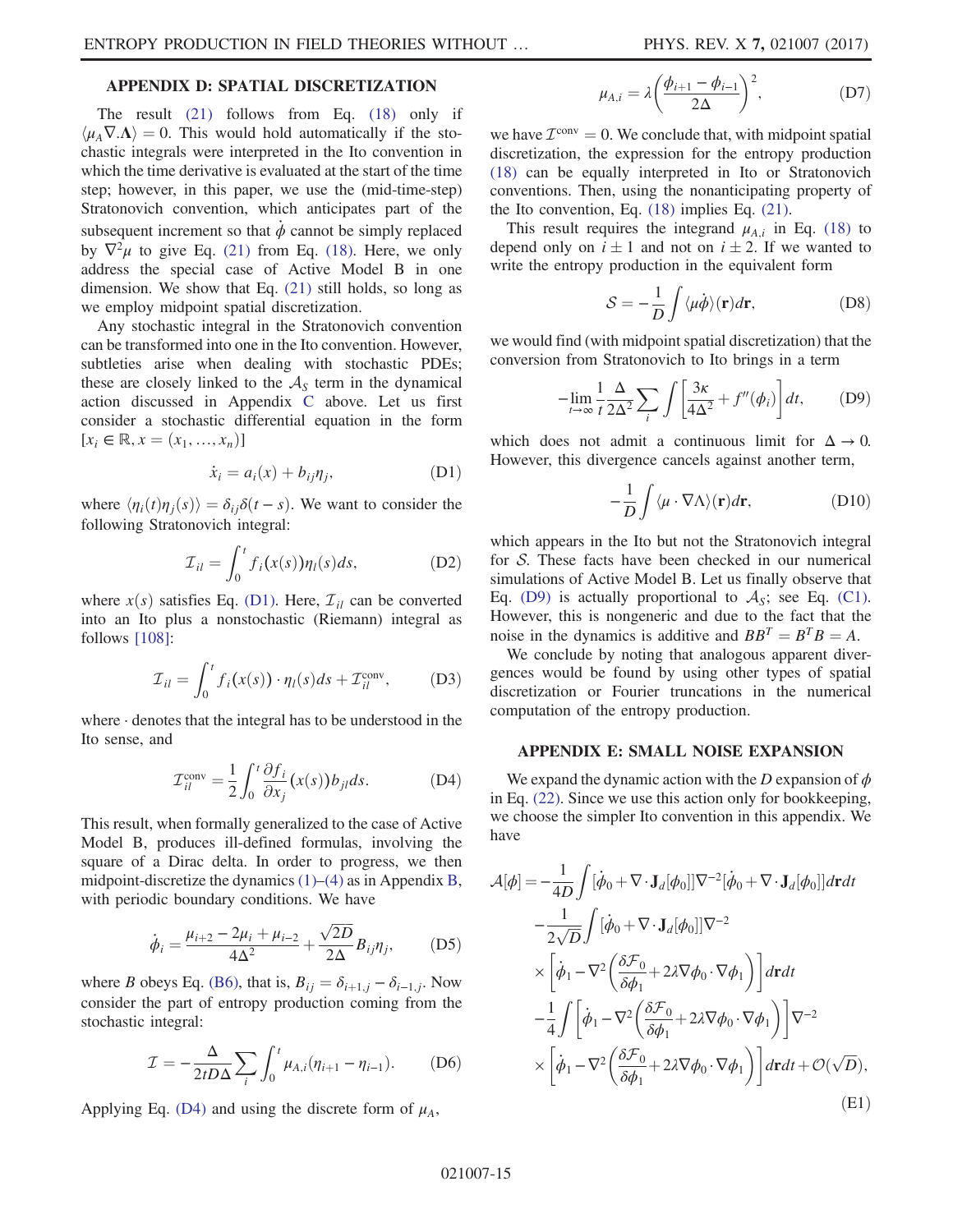## APPENDIX D: SPATIAL DISCRETIZATION

The result (21) follows from Eq. (18) only if $\langle \mu_A \nabla . \Lambda \rangle = 0$. This would hold automatically if the stochastic integrals were interpreted in the Ito convention in which the time derivative is evaluated at the start of the time step; however, in this paper, we use the (mid-time-step) Stratonovich convention, which anticipates part of the subsequent increment so that $\dot{\phi}$ cannot be simply replaced by $\nabla^2 \mu$ to give Eq. (21) from Eq. (18). Here, we only address the special case of Active Model B in one dimension. We show that Eq. (21) still holds, so long as we employ midpoint spatial discretization.

Any stochastic integral in the Stratonovich convention can be transformed into one in the Ito convention. However, subtleties arise when dealing with stochastic PDEs; these are closely linked to the $\mathcal{A}_S$ term in the dynamical action discussed in Appendix C above. Let us first consider a stochastic differential equation in the form $[x_i \in \mathbb{R}, x = (x_1, \ldots, x_n)]$

$$\dot{x}_i = a_i(x) + b_{ij}\eta_j, \tag{D1}$$

where $\langle \eta_i(t)\eta_j(s)\rangle = \delta_{ij}\delta(t-s)$. We want to consider the following Stratonovich integral:

$$\mathcal{I}_{il} = \int_0^t f_i(x(s))\eta_l(s)ds, \tag{D2}$$

where $x(s)$ satisfies Eq. (D1). Here, $\mathcal{I}_{il}$ can be converted into an Ito plus a nonstochastic (Riemann) integral as follows [108]:

$$\mathcal{I}_{il} = \int_0^t f_i(x(s)) \cdot \eta_l(s)ds + \mathcal{I}_{il}^{\text{conv}}, \tag{D3}$$

where $\cdot$ denotes that the integral has to be understood in the Ito sense, and

$$\mathcal{I}_{il}^{\text{conv}} = \frac{1}{2}\int_0^t \frac{\partial f_i}{\partial x_j}(x(s))b_{jl}ds. \tag{D4}$$

This result, when formally generalized to the case of Active Model B, produces ill-defined formulas, involving the square of a Dirac delta. In order to progress, we then midpoint-discretize the dynamics (1)–(4) as in Appendix B, with periodic boundary conditions. We have

$$\dot{\phi}_i = \frac{\mu_{i+2} - 2\mu_i + \mu_{i-2}}{4\Delta^2} + \frac{\sqrt{2D}}{2\Delta}B_{ij}\eta_j, \tag{D5}$$

where $B$ obeys Eq. (B6), that is, $B_{ij} = \delta_{i+1,j} - \delta_{i-1,j}$. Now consider the part of entropy production coming from the stochastic integral:

$$\mathcal{I} = -\frac{\Delta}{2tD\Delta}\sum_i \int_0^t \mu_{A,i}(\eta_{i+1} - \eta_{i-1}). \tag{D6}$$

Applying Eq. (D4) and using the discrete form of $\mu_A$,

$$\mu_{A,i} = \lambda\left(\frac{\phi_{i+1} - \phi_{i-1}}{2\Delta}\right)^2, \tag{D7}$$

we have $\mathcal{I}^{\text{conv}} = 0$. We conclude that, with midpoint spatial discretization, the expression for the entropy production (18) can be equally interpreted in Ito or Stratonovich conventions. Then, using the nonanticipating property of the Ito convention, Eq. (18) implies Eq. (21).

This result requires the integrand $\mu_{A,i}$ in Eq. (18) to depend only on $i \pm 1$ and not on $i \pm 2$. If we wanted to write the entropy production in the equivalent form

$$\mathcal{S} = -\frac{1}{D}\int \langle \mu\dot{\phi}\rangle(\mathbf{r})d\mathbf{r}, \tag{D8}$$

we would find (with midpoint spatial discretization) that the conversion from Stratonovich to Ito brings in a term

$$-\lim_{t\to\infty}\frac{1}{t}\frac{\Delta}{2\Delta^2}\sum_i \int\left[\frac{3\kappa}{4\Delta^2} + f''(\phi_i)\right]dt, \tag{D9}$$

which does not admit a continuous limit for $\Delta \to 0$. However, this divergence cancels against another term,

$$-\frac{1}{D}\int \langle \mu \cdot \nabla\Lambda\rangle(\mathbf{r})d\mathbf{r}, \tag{D10}$$

which appears in the Ito but not the Stratonovich integral for $\mathcal{S}$. These facts have been checked in our numerical simulations of Active Model B. Let us finally observe that Eq. (D9) is actually proportional to $\mathcal{A}_S$; see Eq. (C1). However, this is nongeneric and due to the fact that the noise in the dynamics is additive and $BB^T = B^T B = A$.

We conclude by noting that analogous apparent divergences would be found by using other types of spatial discretization or Fourier truncations in the numerical computation of the entropy production.

## APPENDIX E: SMALL NOISE EXPANSION

We expand the dynamic action with the $D$ expansion of $\phi$ in Eq. (22). Since we use this action only for bookkeeping, we choose the simpler Ito convention in this appendix. We have

$$\begin{aligned}
\mathcal{A}[\phi] = &-\frac{1}{4D}\int [\dot{\phi}_0 + \nabla\cdot\mathbf{J}_d[\phi_0]]\nabla^{-2}[\dot{\phi}_0 + \nabla\cdot\mathbf{J}_d[\phi_0]]d\mathbf{r}dt \\
&-\frac{1}{2\sqrt{D}}\int [\dot{\phi}_0 + \nabla\cdot\mathbf{J}_d[\phi_0]]\nabla^{-2} \\
&\times\left[\dot{\phi}_1 - \nabla^2\left(\frac{\delta\mathcal{F}_0}{\delta\phi_1} + 2\lambda\nabla\phi_0\cdot\nabla\phi_1\right)\right]d\mathbf{r}dt \\
&-\frac{1}{4}\int\left[\dot{\phi}_1 - \nabla^2\left(\frac{\delta\mathcal{F}_0}{\delta\phi_1} + 2\lambda\nabla\phi_0\cdot\nabla\phi_1\right)\right]\nabla^{-2} \\
&\times\left[\dot{\phi}_1 - \nabla^2\left(\frac{\delta\mathcal{F}_0}{\delta\phi_1} + 2\lambda\nabla\phi_0\cdot\nabla\phi_1\right)\right]d\mathbf{r}dt + \mathcal{O}(\sqrt{D}),
\end{aligned} \tag{E1}$$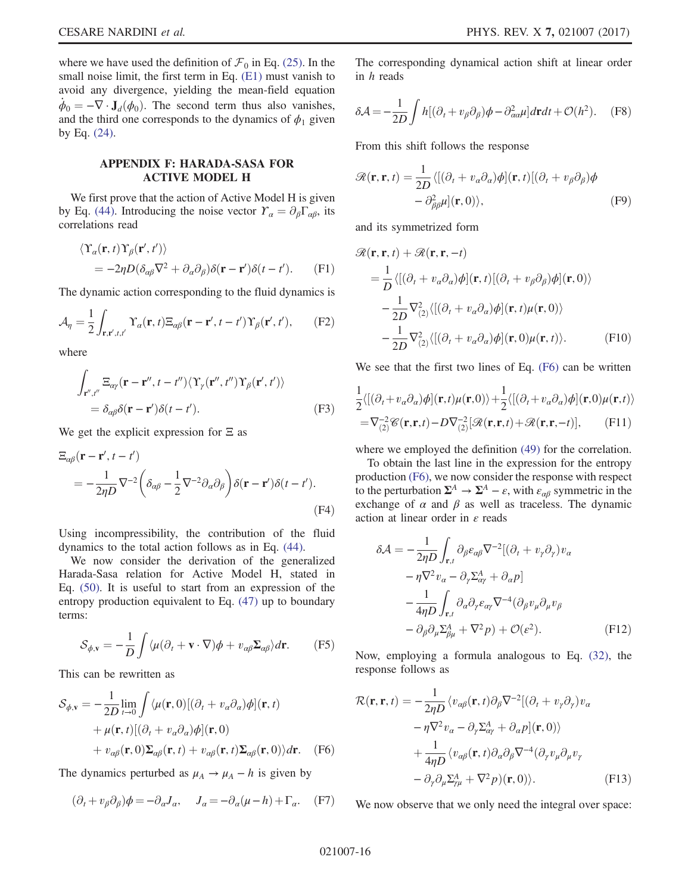where we have used the definition of $\mathcal{F}_0$ in Eq. (25). In the small noise limit, the first term in Eq. (E1) must vanish to avoid any divergence, yielding the mean-field equation $\dot{\phi}_0 = -\nabla \cdot \mathbf{J}_d(\phi_0)$. The second term thus also vanishes, and the third one corresponds to the dynamics of $\phi_1$ given by Eq. (24).

## APPENDIX F: HARADA-SASA FOR ACTIVE MODEL H

We first prove that the action of Active Model H is given by Eq. (44). Introducing the noise vector $\Upsilon_\alpha = \partial_\beta \Gamma_{\alpha\beta}$, its correlations read

$$\langle \Upsilon_\alpha(\mathbf{r},t)\Upsilon_\beta(\mathbf{r}',t')\rangle = -2\eta D(\delta_{\alpha\beta}\nabla^2 + \partial_\alpha\partial_\beta)\delta(\mathbf{r}-\mathbf{r}')\delta(t-t'). \quad \text{(F1)}$$

The dynamic action corresponding to the fluid dynamics is

$$\mathcal{A}_\eta = \frac{1}{2}\int_{\mathbf{r},\mathbf{r}',t,t'} \Upsilon_\alpha(\mathbf{r},t)\Xi_{\alpha\beta}(\mathbf{r}-\mathbf{r}',t-t')\Upsilon_\beta(\mathbf{r}',t'), \quad \text{(F2)}$$

where

$$\int_{\mathbf{r}'',t''} \Xi_{\alpha\gamma}(\mathbf{r}-\mathbf{r}'',t-t'')\langle \Upsilon_\gamma(\mathbf{r}'',t'')\Upsilon_\beta(\mathbf{r}',t')\rangle = \delta_{\alpha\beta}\delta(\mathbf{r}-\mathbf{r}')\delta(t-t'). \quad \text{(F3)}$$

We get the explicit expression for $\Xi$ as

$$\Xi_{\alpha\beta}(\mathbf{r}-\mathbf{r}',t-t') = -\frac{1}{2\eta D}\nabla^{-2}\left(\delta_{\alpha\beta} - \frac{1}{2}\nabla^{-2}\partial_\alpha\partial_\beta\right)\delta(\mathbf{r}-\mathbf{r}')\delta(t-t'). \quad \text{(F4)}$$

Using incompressibility, the contribution of the fluid dynamics to the total action follows as in Eq. (44).

We now consider the derivation of the generalized Harada-Sasa relation for Active Model H, stated in Eq. (50). It is useful to start from an expression of the entropy production equivalent to Eq. (47) up to boundary terms:

$$\mathcal{S}_{\phi,\mathbf{v}} = -\frac{1}{D}\int \langle \mu(\partial_t + \mathbf{v}\cdot\nabla)\phi + v_{\alpha\beta}\boldsymbol{\Sigma}_{\alpha\beta}\rangle d\mathbf{r}. \quad \text{(F5)}$$

This can be rewritten as

$$\begin{aligned}\mathcal{S}_{\phi,\mathbf{v}} = -\frac{1}{2D}\lim_{t\to 0}\int \langle &\mu(\mathbf{r},0)[(\partial_t + v_\alpha\partial_\alpha)\phi](\mathbf{r},t) \\ &+ \mu(\mathbf{r},t)[(\partial_t + v_\alpha\partial_\alpha)\phi](\mathbf{r},0) \\ &+ v_{\alpha\beta}(\mathbf{r},0)\boldsymbol{\Sigma}_{\alpha\beta}(\mathbf{r},t) + v_{\alpha\beta}(\mathbf{r},t)\boldsymbol{\Sigma}_{\alpha\beta}(\mathbf{r},0)\rangle d\mathbf{r}. \end{aligned} \quad \text{(F6)}$$

The dynamics perturbed as $\mu_A \to \mu_A - h$ is given by

$$(\partial_t + v_\beta\partial_\beta)\phi = -\partial_\alpha J_\alpha, \quad J_\alpha = -\partial_\alpha(\mu - h) + \Gamma_\alpha. \quad \text{(F7)}$$

The corresponding dynamical action shift at linear order in $h$ reads

$$\delta\mathcal{A} = -\frac{1}{2D}\int h[(\partial_t + v_\beta\partial_\beta)\phi - \partial^2_{\alpha\alpha}\mu]d\mathbf{r}dt + \mathcal{O}(h^2). \quad \text{(F8)}$$

From this shift follows the response

$$\mathscr{R}(\mathbf{r},\mathbf{r},t) = \frac{1}{2D}\langle [(\partial_t + v_\alpha\partial_\alpha)\phi](\mathbf{r},t)[(\partial_t + v_\beta\partial_\beta)\phi - \partial^2_{\beta\beta}\mu](\mathbf{r},0)\rangle, \quad \text{(F9)}$$

and its symmetrized form

$$\begin{aligned}\mathscr{R}(\mathbf{r},\mathbf{r},t) + \mathscr{R}(\mathbf{r},\mathbf{r},-t) &= \frac{1}{D}\langle [(\partial_t + v_\alpha\partial_\alpha)\phi](\mathbf{r},t)[(\partial_t + v_\beta\partial_\beta)\phi](\mathbf{r},0)\rangle \\ &\quad - \frac{1}{2D}\nabla^2_{(2)}\langle [(\partial_t + v_\alpha\partial_\alpha)\phi](\mathbf{r},t)\mu(\mathbf{r},0)\rangle \\ &\quad - \frac{1}{2D}\nabla^2_{(2)}\langle [(\partial_t + v_\alpha\partial_\alpha)\phi](\mathbf{r},0)\mu(\mathbf{r},t)\rangle. \end{aligned} \quad \text{(F10)}$$

We see that the first two lines of Eq. (F6) can be written

$$\begin{aligned}&\frac{1}{2}\langle [(\partial_t + v_\alpha\partial_\alpha)\phi](\mathbf{r},t)\mu(\mathbf{r},0)\rangle + \frac{1}{2}\langle [(\partial_t + v_\alpha\partial_\alpha)\phi](\mathbf{r},0)\mu(\mathbf{r},t)\rangle \\ &= \nabla^{-2}_{(2)}\mathscr{C}(\mathbf{r},\mathbf{r},t) - D\nabla^{-2}_{(2)}[\mathscr{R}(\mathbf{r},\mathbf{r},t) + \mathscr{R}(\mathbf{r},\mathbf{r},-t)], \end{aligned} \quad \text{(F11)}$$

where we employed the definition (49) for the correlation.

To obtain the last line in the expression for the entropy production (F6), we now consider the response with respect to the perturbation $\boldsymbol{\Sigma}^A \to \boldsymbol{\Sigma}^A - \varepsilon$, with $\varepsilon_{\alpha\beta}$ symmetric in the exchange of $\alpha$ and $\beta$ as well as traceless. The dynamic action at linear order in $\varepsilon$ reads

$$\begin{aligned}\delta\mathcal{A} = &-\frac{1}{2\eta D}\int_{\mathbf{r},t}\partial_\beta\varepsilon_{\alpha\beta}\nabla^{-2}[(\partial_t + v_\gamma\partial_\gamma)v_\alpha \\ &- \eta\nabla^2 v_\alpha - \partial_\gamma\Sigma^A_{\alpha\gamma} + \partial_\alpha p] \\ &- \frac{1}{4\eta D}\int_{\mathbf{r},t}\partial_\alpha\partial_\gamma\varepsilon_{\alpha\gamma}\nabla^{-4}(\partial_\beta v_\mu\partial_\mu v_\beta \\ &- \partial_\beta\partial_\mu\Sigma^A_{\beta\mu} + \nabla^2 p) + \mathcal{O}(\varepsilon^2). \end{aligned} \quad \text{(F12)}$$

Now, employing a formula analogous to Eq. (32), the response follows as

$$\begin{aligned}\mathcal{R}(\mathbf{r},\mathbf{r},t) = &-\frac{1}{2\eta D}\langle v_{\alpha\beta}(\mathbf{r},t)\partial_\beta\nabla^{-2}[(\partial_t + v_\gamma\partial_\gamma)v_\alpha \\ &- \eta\nabla^2 v_\alpha - \partial_\gamma\Sigma^A_{\alpha\gamma} + \partial_\alpha p](\mathbf{r},0)\rangle \\ &+ \frac{1}{4\eta D}\langle v_{\alpha\beta}(\mathbf{r},t)\partial_\alpha\partial_\beta\nabla^{-4}(\partial_\gamma v_\mu\partial_\mu v_\gamma \\ &- \partial_\gamma\partial_\mu\Sigma^A_{\gamma\mu} + \nabla^2 p)(\mathbf{r},0)\rangle. \end{aligned} \quad \text{(F13)}$$

We now observe that we only need the integral over space: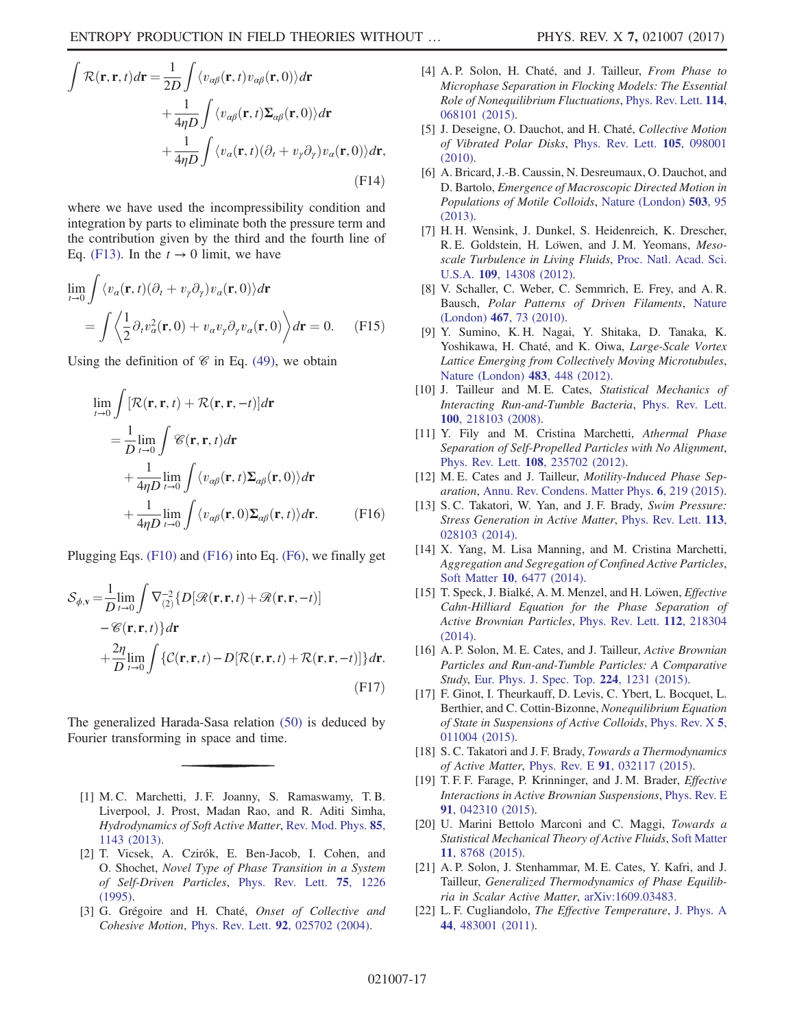$$\int \mathcal{R}(\mathbf{r},\mathbf{r},t)d\mathbf{r} = \frac{1}{2D}\int \langle v_{\alpha\beta}(\mathbf{r},t)v_{\alpha\beta}(\mathbf{r},0)\rangle d\mathbf{r} + \frac{1}{4\eta D}\int \langle v_{\alpha\beta}(\mathbf{r},t)\boldsymbol{\Sigma}_{\alpha\beta}(\mathbf{r},0)\rangle d\mathbf{r} + \frac{1}{4\eta D}\int \langle v_{\alpha}(\mathbf{r},t)(\partial_t + v_\gamma\partial_\gamma)v_\alpha(\mathbf{r},0)\rangle d\mathbf{r}, \tag{F14}$$

where we have used the incompressibility condition and integration by parts to eliminate both the pressure term and the contribution given by the third and the fourth line of Eq. (F13). In the $t\to 0$ limit, we have

$$\lim_{t\to 0}\int \langle v_\alpha(\mathbf{r},t)(\partial_t + v_\gamma\partial_\gamma)v_\alpha(\mathbf{r},0)\rangle d\mathbf{r} = \int \left\langle \frac{1}{2}\partial_t v_\alpha^2(\mathbf{r},0) + v_\alpha v_\gamma \partial_\gamma v_\alpha(\mathbf{r},0)\right\rangle d\mathbf{r} = 0. \tag{F15}$$

Using the definition of $\mathscr{C}$ in Eq. (49), we obtain

$$\lim_{t\to 0}\int [\mathcal{R}(\mathbf{r},\mathbf{r},t)+\mathcal{R}(\mathbf{r},\mathbf{r},-t)]d\mathbf{r} = \frac{1}{D}\lim_{t\to 0}\int \mathscr{C}(\mathbf{r},\mathbf{r},t)d\mathbf{r} + \frac{1}{4\eta D}\lim_{t\to 0}\int \langle v_{\alpha\beta}(\mathbf{r},t)\boldsymbol{\Sigma}_{\alpha\beta}(\mathbf{r},0)\rangle d\mathbf{r} + \frac{1}{4\eta D}\lim_{t\to 0}\int \langle v_{\alpha\beta}(\mathbf{r},0)\boldsymbol{\Sigma}_{\alpha\beta}(\mathbf{r},t)\rangle d\mathbf{r}. \tag{F16}$$

Plugging Eqs. (F10) and (F16) into Eq. (F6), we finally get

$$\mathcal{S}_{\phi,\mathbf{v}} = \frac{1}{D}\lim_{t\to 0}\int \nabla_{(2)}^{-2}\{D[\mathscr{R}(\mathbf{r},\mathbf{r},t)+\mathscr{R}(\mathbf{r},\mathbf{r},-t)] - \mathscr{C}(\mathbf{r},\mathbf{r},t)\}d\mathbf{r} + \frac{2\eta}{D}\lim_{t\to 0}\int \{\mathcal{C}(\mathbf{r},\mathbf{r},t) - D[\mathcal{R}(\mathbf{r},\mathbf{r},t)+\mathcal{R}(\mathbf{r},\mathbf{r},-t)]\}d\mathbf{r}. \tag{F17}$$

The generalized Harada-Sasa relation (50) is deduced by Fourier transforming in space and time.

---

[1] M. C. Marchetti, J. F. Joanny, S. Ramaswamy, T. B. Liverpool, J. Prost, Madan Rao, and R. Aditi Simha, *Hydrodynamics of Soft Active Matter*, Rev. Mod. Phys. **85**, 1143 (2013).

[2] T. Vicsek, A. Czirók, E. Ben-Jacob, I. Cohen, and O. Shochet, *Novel Type of Phase Transition in a System of Self-Driven Particles*, Phys. Rev. Lett. **75**, 1226 (1995).

[3] G. Grégoire and H. Chaté, *Onset of Collective and Cohesive Motion*, Phys. Rev. Lett. **92**, 025702 (2004).

[4] A. P. Solon, H. Chaté, and J. Tailleur, *From Phase to Microphase Separation in Flocking Models: The Essential Role of Nonequilibrium Fluctuations*, Phys. Rev. Lett. **114**, 068101 (2015).

[5] J. Deseigne, O. Dauchot, and H. Chaté, *Collective Motion of Vibrated Polar Disks*, Phys. Rev. Lett. **105**, 098001 (2010).

[6] A. Bricard, J.-B. Caussin, N. Desreumaux, O. Dauchot, and D. Bartolo, *Emergence of Macroscopic Directed Motion in Populations of Motile Colloids*, Nature (London) **503**, 95 (2013).

[7] H. H. Wensink, J. Dunkel, S. Heidenreich, K. Drescher, R. E. Goldstein, H. Löwen, and J. M. Yeomans, *Mesoscale Turbulence in Living Fluids*, Proc. Natl. Acad. Sci. U.S.A. **109**, 14308 (2012).

[8] V. Schaller, C. Weber, C. Semmrich, E. Frey, and A. R. Bausch, *Polar Patterns of Driven Filaments*, Nature (London) **467**, 73 (2010).

[9] Y. Sumino, K. H. Nagai, Y. Shitaka, D. Tanaka, K. Yoshikawa, H. Chaté, and K. Oiwa, *Large-Scale Vortex Lattice Emerging from Collectively Moving Microtubules*, Nature (London) **483**, 448 (2012).

[10] J. Tailleur and M. E. Cates, *Statistical Mechanics of Interacting Run-and-Tumble Bacteria*, Phys. Rev. Lett. **100**, 218103 (2008).

[11] Y. Fily and M. Cristina Marchetti, *Athermal Phase Separation of Self-Propelled Particles with No Alignment*, Phys. Rev. Lett. **108**, 235702 (2012).

[12] M. E. Cates and J. Tailleur, *Motility-Induced Phase Separation*, Annu. Rev. Condens. Matter Phys. **6**, 219 (2015).

[13] S. C. Takatori, W. Yan, and J. F. Brady, *Swim Pressure: Stress Generation in Active Matter*, Phys. Rev. Lett. **113**, 028103 (2014).

[14] X. Yang, M. Lisa Manning, and M. Cristina Marchetti, *Aggregation and Segregation of Confined Active Particles*, Soft Matter **10**, 6477 (2014).

[15] T. Speck, J. Bialké, A. M. Menzel, and H. Löwen, *Effective Cahn-Hilliard Equation for the Phase Separation of Active Brownian Particles*, Phys. Rev. Lett. **112**, 218304 (2014).

[16] A. P. Solon, M. E. Cates, and J. Tailleur, *Active Brownian Particles and Run-and-Tumble Particles: A Comparative Study*, Eur. Phys. J. Spec. Top. **224**, 1231 (2015).

[17] F. Ginot, I. Theurkauff, D. Levis, C. Ybert, L. Bocquet, L. Berthier, and C. Cottin-Bizonne, *Nonequilibrium Equation of State in Suspensions of Active Colloids*, Phys. Rev. X **5**, 011004 (2015).

[18] S. C. Takatori and J. F. Brady, *Towards a Thermodynamics of Active Matter*, Phys. Rev. E **91**, 032117 (2015).

[19] T. F. F. Farage, P. Krinninger, and J. M. Brader, *Effective Interactions in Active Brownian Suspensions*, Phys. Rev. E **91**, 042310 (2015).

[20] U. Marini Bettolo Marconi and C. Maggi, *Towards a Statistical Mechanical Theory of Active Fluids*, Soft Matter **11**, 8768 (2015).

[21] A. P. Solon, J. Stenhammar, M. E. Cates, Y. Kafri, and J. Tailleur, *Generalized Thermodynamics of Phase Equilibria in Scalar Active Matter*, arXiv:1609.03483.

[22] L. F. Cugliandolo, *The Effective Temperature*, J. Phys. A **44**, 483001 (2011).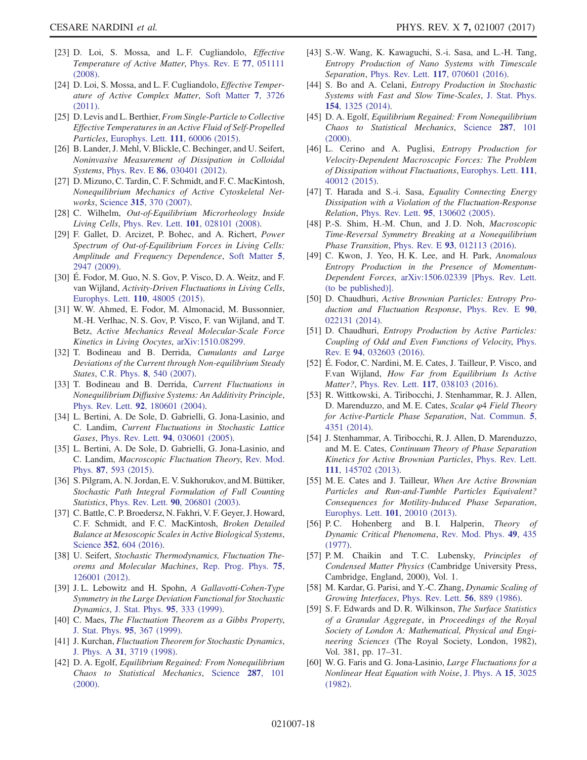[23] D. Loi, S. Mossa, and L. F. Cugliandolo, *Effective Temperature of Active Matter*, Phys. Rev. E **77**, 051111 (2008).

[24] D. Loi, S. Mossa, and L. F. Cugliandolo, *Effective Temperature of Active Complex Matter*, Soft Matter **7**, 3726 (2011).

[25] D. Levis and L. Berthier, *From Single-Particle to Collective Effective Temperatures in an Active Fluid of Self-Propelled Particles*, Europhys. Lett. **111**, 60006 (2015).

[26] B. Lander, J. Mehl, V. Blickle, C. Bechinger, and U. Seifert, *Noninvasive Measurement of Dissipation in Colloidal Systems*, Phys. Rev. E **86**, 030401 (2012).

[27] D. Mizuno, C. Tardin, C. F. Schmidt, and F. C. MacKintosh, *Nonequilibrium Mechanics of Active Cytoskeletal Networks*, Science **315**, 370 (2007).

[28] C. Wilhelm, *Out-of-Equilibrium Microrheology Inside Living Cells*, Phys. Rev. Lett. **101**, 028101 (2008).

[29] F. Gallet, D. Arcizet, P. Bohec, and A. Richert, *Power Spectrum of Out-of-Equilibrium Forces in Living Cells: Amplitude and Frequency Dependence*, Soft Matter **5**, 2947 (2009).

[30] É. Fodor, M. Guo, N. S. Gov, P. Visco, D. A. Weitz, and F. van Wijland, *Activity-Driven Fluctuations in Living Cells*, Europhys. Lett. **110**, 48005 (2015).

[31] W. W. Ahmed, E. Fodor, M. Almonacid, M. Bussonnier, M.-H. Verlhac, N. S. Gov, P. Visco, F. van Wijland, and T. Betz, *Active Mechanics Reveal Molecular-Scale Force Kinetics in Living Oocytes*, arXiv:1510.08299.

[32] T. Bodineau and B. Derrida, *Cumulants and Large Deviations of the Current through Non-equilibrium Steady States*, C.R. Phys. **8**, 540 (2007).

[33] T. Bodineau and B. Derrida, *Current Fluctuations in Nonequilibrium Diffusive Systems: An Additivity Principle*, Phys. Rev. Lett. **92**, 180601 (2004).

[34] L. Bertini, A. De Sole, D. Gabrielli, G. Jona-Lasinio, and C. Landim, *Current Fluctuations in Stochastic Lattice Gases*, Phys. Rev. Lett. **94**, 030601 (2005).

[35] L. Bertini, A. De Sole, D. Gabrielli, G. Jona-Lasinio, and C. Landim, *Macroscopic Fluctuation Theory*, Rev. Mod. Phys. **87**, 593 (2015).

[36] S. Pilgram, A. N. Jordan, E. V. Sukhorukov, and M. Büttiker, *Stochastic Path Integral Formulation of Full Counting Statistics*, Phys. Rev. Lett. **90**, 206801 (2003).

[37] C. Battle, C. P. Broedersz, N. Fakhri, V. F. Geyer, J. Howard, C. F. Schmidt, and F. C. MacKintosh, *Broken Detailed Balance at Mesoscopic Scales in Active Biological Systems*, Science **352**, 604 (2016).

[38] U. Seifert, *Stochastic Thermodynamics, Fluctuation Theorems and Molecular Machines*, Rep. Prog. Phys. **75**, 126001 (2012).

[39] J. L. Lebowitz and H. Spohn, *A Gallavotti-Cohen-Type Symmetry in the Large Deviation Functional for Stochastic Dynamics*, J. Stat. Phys. **95**, 333 (1999).

[40] C. Maes, *The Fluctuation Theorem as a Gibbs Property*, J. Stat. Phys. **95**, 367 (1999).

[41] J. Kurchan, *Fluctuation Theorem for Stochastic Dynamics*, J. Phys. A **31**, 3719 (1998).

[42] D. A. Egolf, *Equilibrium Regained: From Nonequilibrium Chaos to Statistical Mechanics*, Science **287**, 101 (2000).

[43] S.-W. Wang, K. Kawaguchi, S.-i. Sasa, and L.-H. Tang, *Entropy Production of Nano Systems with Timescale Separation*, Phys. Rev. Lett. **117**, 070601 (2016).

[44] S. Bo and A. Celani, *Entropy Production in Stochastic Systems with Fast and Slow Time-Scales*, J. Stat. Phys. **154**, 1325 (2014).

[45] D. A. Egolf, *Equilibrium Regained: From Nonequilibrium Chaos to Statistical Mechanics*, Science **287**, 101 (2000).

[46] L. Cerino and A. Puglisi, *Entropy Production for Velocity-Dependent Macroscopic Forces: The Problem of Dissipation without Fluctuations*, Europhys. Lett. **111**, 40012 (2015).

[47] T. Harada and S.-i. Sasa, *Equality Connecting Energy Dissipation with a Violation of the Fluctuation-Response Relation*, Phys. Rev. Lett. **95**, 130602 (2005).

[48] P.-S. Shim, H.-M. Chun, and J. D. Noh, *Macroscopic Time-Reversal Symmetry Breaking at a Nonequilibrium Phase Transition*, Phys. Rev. E **93**, 012113 (2016).

[49] C. Kwon, J. Yeo, H. K. Lee, and H. Park, *Anomalous Entropy Production in the Presence of Momentum-Dependent Forces*, arXiv:1506.02339 [Phys. Rev. Lett. (to be published)].

[50] D. Chaudhuri, *Active Brownian Particles: Entropy Production and Fluctuation Response*, Phys. Rev. E **90**, 022131 (2014).

[51] D. Chaudhuri, *Entropy Production by Active Particles: Coupling of Odd and Even Functions of Velocity*, Phys. Rev. E **94**, 032603 (2016).

[52] É. Fodor, C. Nardini, M. E. Cates, J. Tailleur, P. Visco, and F.van Wijland, *How Far from Equilibrium Is Active Matter?*, Phys. Rev. Lett. **117**, 038103 (2016).

[53] R. Wittkowski, A. Tiribocchi, J. Stenhammar, R. J. Allen, D. Marenduzzo, and M. E. Cates, *Scalar $\varphi$4 Field Theory for Active-Particle Phase Separation*, Nat. Commun. **5**, 4351 (2014).

[54] J. Stenhammar, A. Tiribocchi, R. J. Allen, D. Marenduzzo, and M. E. Cates, *Continuum Theory of Phase Separation Kinetics for Active Brownian Particles*, Phys. Rev. Lett. **111**, 145702 (2013).

[55] M. E. Cates and J. Tailleur, *When Are Active Brownian Particles and Run-and-Tumble Particles Equivalent? Consequences for Motility-Induced Phase Separation*, Europhys. Lett. **101**, 20010 (2013).

[56] P. C. Hohenberg and B. I. Halperin, *Theory of Dynamic Critical Phenomena*, Rev. Mod. Phys. **49**, 435 (1977).

[57] P. M. Chaikin and T. C. Lubensky, *Principles of Condensed Matter Physics* (Cambridge University Press, Cambridge, England, 2000), Vol. 1.

[58] M. Kardar, G. Parisi, and Y.-C. Zhang, *Dynamic Scaling of Growing Interfaces*, Phys. Rev. Lett. **56**, 889 (1986).

[59] S. F. Edwards and D. R. Wilkinson, *The Surface Statistics of a Granular Aggregate*, in *Proceedings of the Royal Society of London A: Mathematical, Physical and Engineering Sciences* (The Royal Society, London, 1982), Vol. 381, pp. 17–31.

[60] W. G. Faris and G. Jona-Lasinio, *Large Fluctuations for a Nonlinear Heat Equation with Noise*, J. Phys. A **15**, 3025 (1982).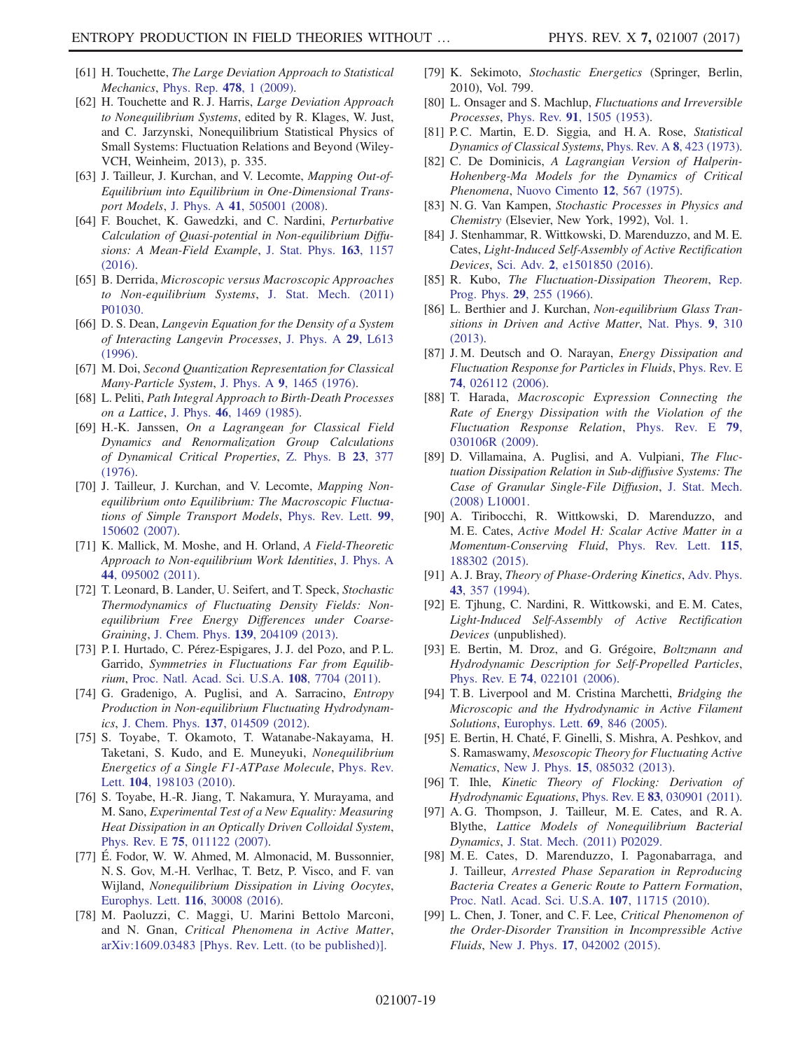[61] H. Touchette, *The Large Deviation Approach to Statistical Mechanics*, Phys. Rep. **478**, 1 (2009).

[62] H. Touchette and R. J. Harris, *Large Deviation Approach to Nonequilibrium Systems*, edited by R. Klages, W. Just, and C. Jarzynski, Nonequilibrium Statistical Physics of Small Systems: Fluctuation Relations and Beyond (Wiley-VCH, Weinheim, 2013), p. 335.

[63] J. Tailleur, J. Kurchan, and V. Lecomte, *Mapping Out-of-Equilibrium into Equilibrium in One-Dimensional Transport Models*, J. Phys. A **41**, 505001 (2008).

[64] F. Bouchet, K. Gawedzki, and C. Nardini, *Perturbative Calculation of Quasi-potential in Non-equilibrium Diffusions: A Mean-Field Example*, J. Stat. Phys. **163**, 1157 (2016).

[65] B. Derrida, *Microscopic versus Macroscopic Approaches to Non-equilibrium Systems*, J. Stat. Mech. (2011) P01030.

[66] D. S. Dean, *Langevin Equation for the Density of a System of Interacting Langevin Processes*, J. Phys. A **29**, L613 (1996).

[67] M. Doi, *Second Quantization Representation for Classical Many-Particle System*, J. Phys. A **9**, 1465 (1976).

[68] L. Peliti, *Path Integral Approach to Birth-Death Processes on a Lattice*, J. Phys. **46**, 1469 (1985).

[69] H.-K. Janssen, *On a Lagrangean for Classical Field Dynamics and Renormalization Group Calculations of Dynamical Critical Properties*, Z. Phys. B **23**, 377 (1976).

[70] J. Tailleur, J. Kurchan, and V. Lecomte, *Mapping Non-equilibrium onto Equilibrium: The Macroscopic Fluctuations of Simple Transport Models*, Phys. Rev. Lett. **99**, 150602 (2007).

[71] K. Mallick, M. Moshe, and H. Orland, *A Field-Theoretic Approach to Non-equilibrium Work Identities*, J. Phys. A **44**, 095002 (2011).

[72] T. Leonard, B. Lander, U. Seifert, and T. Speck, *Stochastic Thermodynamics of Fluctuating Density Fields: Non-equilibrium Free Energy Differences under Coarse-Graining*, J. Chem. Phys. **139**, 204109 (2013).

[73] P. I. Hurtado, C. Pérez-Espigares, J. J. del Pozo, and P. L. Garrido, *Symmetries in Fluctuations Far from Equilibrium*, Proc. Natl. Acad. Sci. U.S.A. **108**, 7704 (2011).

[74] G. Gradenigo, A. Puglisi, and A. Sarracino, *Entropy Production in Non-equilibrium Fluctuating Hydrodynamics*, J. Chem. Phys. **137**, 014509 (2012).

[75] S. Toyabe, T. Okamoto, T. Watanabe-Nakayama, H. Taketani, S. Kudo, and E. Muneyuki, *Nonequilibrium Energetics of a Single F1-ATPase Molecule*, Phys. Rev. Lett. **104**, 198103 (2010).

[76] S. Toyabe, H.-R. Jiang, T. Nakamura, Y. Murayama, and M. Sano, *Experimental Test of a New Equality: Measuring Heat Dissipation in an Optically Driven Colloidal System*, Phys. Rev. E **75**, 011122 (2007).

[77] É. Fodor, W. W. Ahmed, M. Almonacid, M. Bussonnier, N. S. Gov, M.-H. Verlhac, T. Betz, P. Visco, and F. van Wijland, *Nonequilibrium Dissipation in Living Oocytes*, Europhys. Lett. **116**, 30008 (2016).

[78] M. Paoluzzi, C. Maggi, U. Marini Bettolo Marconi, and N. Gnan, *Critical Phenomena in Active Matter*, arXiv:1609.03483 [Phys. Rev. Lett. (to be published)].

[79] K. Sekimoto, *Stochastic Energetics* (Springer, Berlin, 2010), Vol. 799.

[80] L. Onsager and S. Machlup, *Fluctuations and Irreversible Processes*, Phys. Rev. **91**, 1505 (1953).

[81] P. C. Martin, E. D. Siggia, and H. A. Rose, *Statistical Dynamics of Classical Systems*, Phys. Rev. A **8**, 423 (1973).

[82] C. De Dominicis, *A Lagrangian Version of Halperin-Hohenberg-Ma Models for the Dynamics of Critical Phenomena*, Nuovo Cimento **12**, 567 (1975).

[83] N. G. Van Kampen, *Stochastic Processes in Physics and Chemistry* (Elsevier, New York, 1992), Vol. 1.

[84] J. Stenhammar, R. Wittkowski, D. Marenduzzo, and M. E. Cates, *Light-Induced Self-Assembly of Active Rectification Devices*, Sci. Adv. **2**, e1501850 (2016).

[85] R. Kubo, *The Fluctuation-Dissipation Theorem*, Rep. Prog. Phys. **29**, 255 (1966).

[86] L. Berthier and J. Kurchan, *Non-equilibrium Glass Transitions in Driven and Active Matter*, Nat. Phys. **9**, 310 (2013).

[87] J. M. Deutsch and O. Narayan, *Energy Dissipation and Fluctuation Response for Particles in Fluids*, Phys. Rev. E **74**, 026112 (2006).

[88] T. Harada, *Macroscopic Expression Connecting the Rate of Energy Dissipation with the Violation of the Fluctuation Response Relation*, Phys. Rev. E **79**, 030106R (2009).

[89] D. Villamaina, A. Puglisi, and A. Vulpiani, *The Fluctuation Dissipation Relation in Sub-diffusive Systems: The Case of Granular Single-File Diffusion*, J. Stat. Mech. (2008) L10001.

[90] A. Tiribocchi, R. Wittkowski, D. Marenduzzo, and M. E. Cates, *Active Model H: Scalar Active Matter in a Momentum-Conserving Fluid*, Phys. Rev. Lett. **115**, 188302 (2015).

[91] A. J. Bray, *Theory of Phase-Ordering Kinetics*, Adv. Phys. **43**, 357 (1994).

[92] E. Tjhung, C. Nardini, R. Wittkowski, and E. M. Cates, *Light-Induced Self-Assembly of Active Rectification Devices* (unpublished).

[93] E. Bertin, M. Droz, and G. Grégoire, *Boltzmann and Hydrodynamic Description for Self-Propelled Particles*, Phys. Rev. E **74**, 022101 (2006).

[94] T. B. Liverpool and M. Cristina Marchetti, *Bridging the Microscopic and the Hydrodynamic in Active Filament Solutions*, Europhys. Lett. **69**, 846 (2005).

[95] E. Bertin, H. Chaté, F. Ginelli, S. Mishra, A. Peshkov, and S. Ramaswamy, *Mesoscopic Theory for Fluctuating Active Nematics*, New J. Phys. **15**, 085032 (2013).

[96] T. Ihle, *Kinetic Theory of Flocking: Derivation of Hydrodynamic Equations*, Phys. Rev. E **83**, 030901 (2011).

[97] A. G. Thompson, J. Tailleur, M. E. Cates, and R. A. Blythe, *Lattice Models of Nonequilibrium Bacterial Dynamics*, J. Stat. Mech. (2011) P02029.

[98] M. E. Cates, D. Marenduzzo, I. Pagonabarraga, and J. Tailleur, *Arrested Phase Separation in Reproducing Bacteria Creates a Generic Route to Pattern Formation*, Proc. Natl. Acad. Sci. U.S.A. **107**, 11715 (2010).

[99] L. Chen, J. Toner, and C. F. Lee, *Critical Phenomenon of the Order-Disorder Transition in Incompressible Active Fluids*, New J. Phys. **17**, 042002 (2015).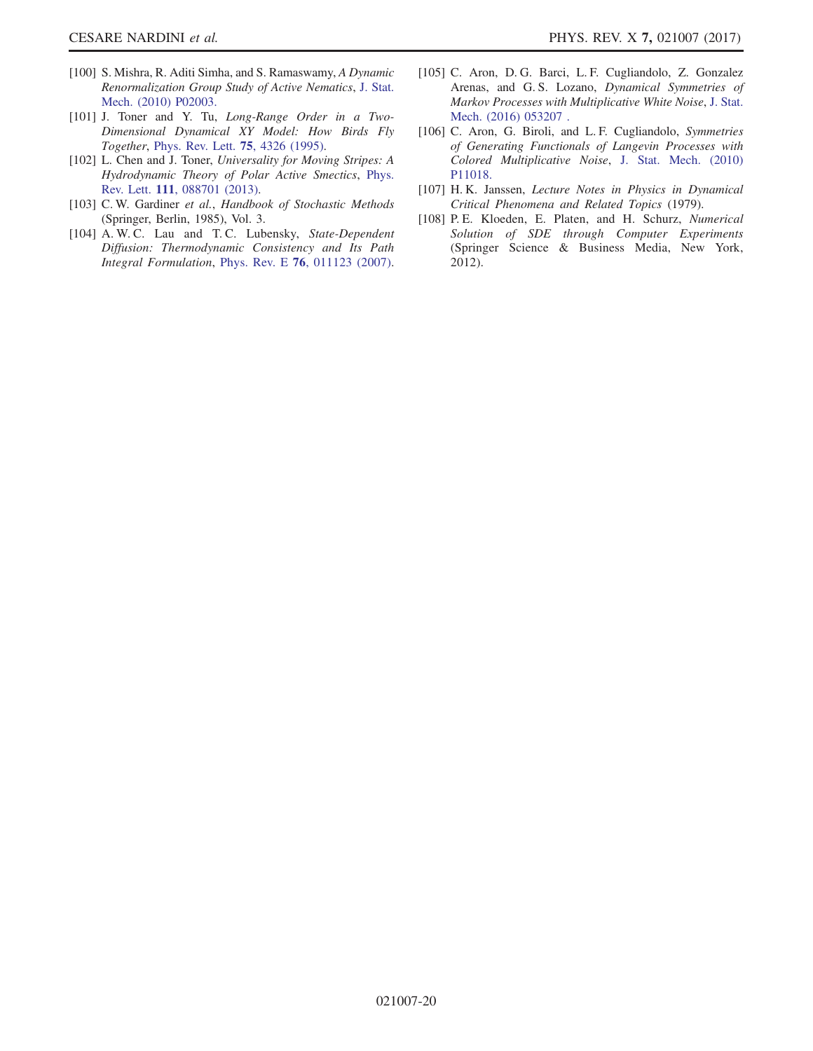[100] S. Mishra, R. Aditi Simha, and S. Ramaswamy, *A Dynamic Renormalization Group Study of Active Nematics*, J. Stat. Mech. (2010) P02003.

[101] J. Toner and Y. Tu, *Long-Range Order in a Two-Dimensional Dynamical XY Model: How Birds Fly Together*, Phys. Rev. Lett. **75**, 4326 (1995).

[102] L. Chen and J. Toner, *Universality for Moving Stripes: A Hydrodynamic Theory of Polar Active Smectics*, Phys. Rev. Lett. **111**, 088701 (2013).

[103] C. W. Gardiner *et al.*, *Handbook of Stochastic Methods* (Springer, Berlin, 1985), Vol. 3.

[104] A. W. C. Lau and T. C. Lubensky, *State-Dependent Diffusion: Thermodynamic Consistency and Its Path Integral Formulation*, Phys. Rev. E **76**, 011123 (2007).

[105] C. Aron, D. G. Barci, L. F. Cugliandolo, Z. Gonzalez Arenas, and G. S. Lozano, *Dynamical Symmetries of Markov Processes with Multiplicative White Noise*, J. Stat. Mech. (2016) 053207 .

[106] C. Aron, G. Biroli, and L. F. Cugliandolo, *Symmetries of Generating Functionals of Langevin Processes with Colored Multiplicative Noise*, J. Stat. Mech. (2010) P11018.

[107] H. K. Janssen, *Lecture Notes in Physics in Dynamical Critical Phenomena and Related Topics* (1979).

[108] P. E. Kloeden, E. Platen, and H. Schurz, *Numerical Solution of SDE through Computer Experiments* (Springer Science & Business Media, New York, 2012).